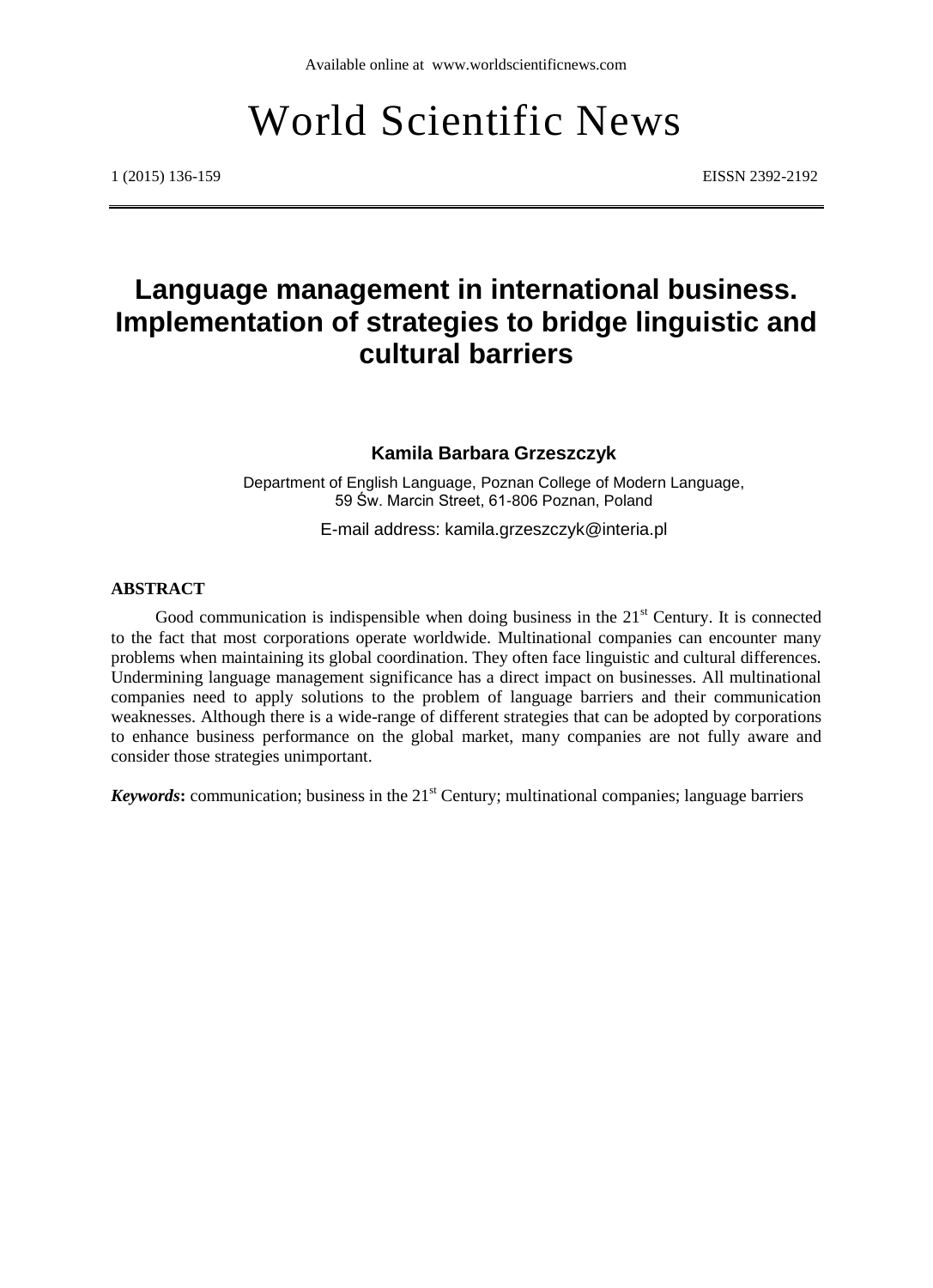Available online at www.worldscientificnews.com

# World Scientific News

# Language management in international business. Implementation of strategies to bridge linguistic and cultural barriers

**Kamila Barbara Grzeszczyk**

Department of English Language, Poznan College of Modern Language, 59 Św. Marcin Street, 61-806 Poznan, Poland

E-mail address: kamila.grzeszczyk@interia.pl

## ABSTRACT

Good communication is indispensible when doing business in the 21st Century. It is connected to the fact that most corporations operate worldwide. Multinational companies can encounter many problems when maintaining its global coordination. They often face linguistic and cultural differences. Undermining language management significance has a direct impact on businesses. All multinational companies need to apply solutions to the problem of language barriers and their communication weaknesses. Although there is a wide-range of different strategies that can be adopted by corporations to enhance business performance on the global market, many companies are not fully aware and consider those strategies unimportant.

***Keywords*:** communication; business in the 21st Century; multinational companies; language barriers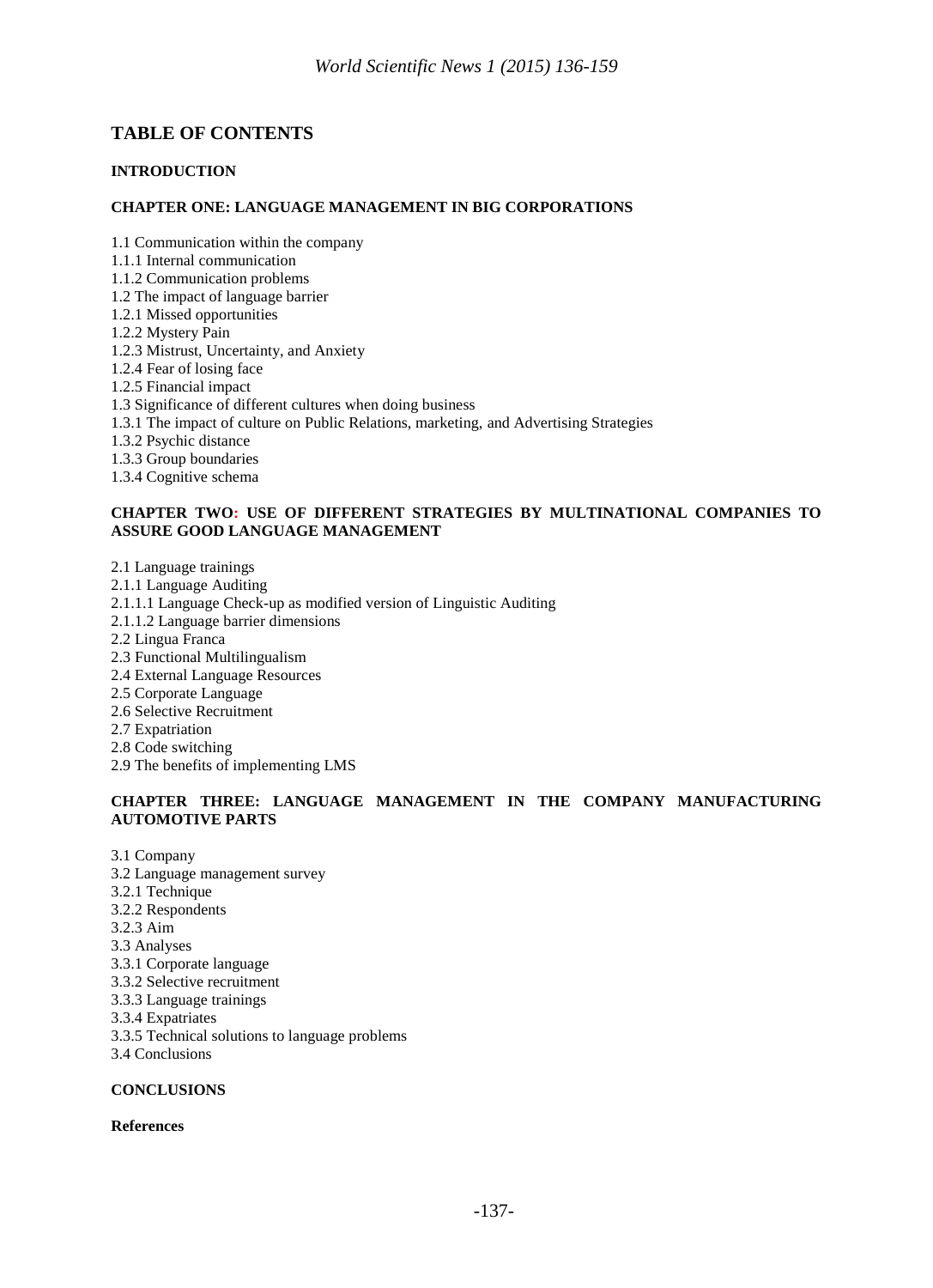# TABLE OF CONTENTS

**INTRODUCTION**

**CHAPTER ONE: LANGUAGE MANAGEMENT IN BIG CORPORATIONS**

1.1 Communication within the company
1.1.1 Internal communication
1.1.2 Communication problems
1.2 The impact of language barrier
1.2.1 Missed opportunities
1.2.2 Mystery Pain
1.2.3 Mistrust, Uncertainty, and Anxiety
1.2.4 Fear of losing face
1.2.5 Financial impact
1.3 Significance of different cultures when doing business
1.3.1 The impact of culture on Public Relations, marketing, and Advertising Strategies
1.3.2 Psychic distance
1.3.3 Group boundaries
1.3.4 Cognitive schema

**CHAPTER TWO: USE OF DIFFERENT STRATEGIES BY MULTINATIONAL COMPANIES TO ASSURE GOOD LANGUAGE MANAGEMENT**

2.1 Language trainings
2.1.1 Language Auditing
2.1.1.1 Language Check-up as modified version of Linguistic Auditing
2.1.1.2 Language barrier dimensions
2.2 Lingua Franca
2.3 Functional Multilingualism
2.4 External Language Resources
2.5 Corporate Language
2.6 Selective Recruitment
2.7 Expatriation
2.8 Code switching
2.9 The benefits of implementing LMS

**CHAPTER THREE: LANGUAGE MANAGEMENT IN THE COMPANY MANUFACTURING AUTOMOTIVE PARTS**

3.1 Company
3.2 Language management survey
3.2.1 Technique
3.2.2 Respondents
3.2.3 Aim
3.3 Analyses
3.3.1 Corporate language
3.3.2 Selective recruitment
3.3.3 Language trainings
3.3.4 Expatriates
3.3.5 Technical solutions to language problems
3.4 Conclusions

**CONCLUSIONS**

**References**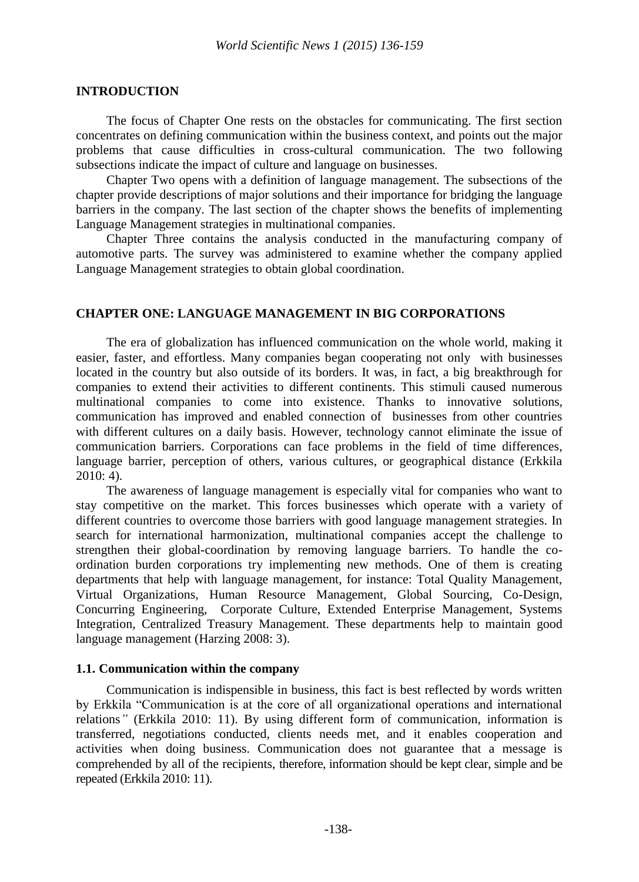## INTRODUCTION

The focus of Chapter One rests on the obstacles for communicating. The first section concentrates on defining communication within the business context, and points out the major problems that cause difficulties in cross-cultural communication. The two following subsections indicate the impact of culture and language on businesses.

Chapter Two opens with a definition of language management. The subsections of the chapter provide descriptions of major solutions and their importance for bridging the language barriers in the company. The last section of the chapter shows the benefits of implementing Language Management strategies in multinational companies.

Chapter Three contains the analysis conducted in the manufacturing company of automotive parts. The survey was administered to examine whether the company applied Language Management strategies to obtain global coordination.

## CHAPTER ONE: LANGUAGE MANAGEMENT IN BIG CORPORATIONS

The era of globalization has influenced communication on the whole world, making it easier, faster, and effortless. Many companies began cooperating not only with businesses located in the country but also outside of its borders. It was, in fact, a big breakthrough for companies to extend their activities to different continents. This stimuli caused numerous multinational companies to come into existence. Thanks to innovative solutions, communication has improved and enabled connection of businesses from other countries with different cultures on a daily basis. However, technology cannot eliminate the issue of communication barriers. Corporations can face problems in the field of time differences, language barrier, perception of others, various cultures, or geographical distance (Erkkila 2010: 4).

The awareness of language management is especially vital for companies who want to stay competitive on the market. This forces businesses which operate with a variety of different countries to overcome those barriers with good language management strategies. In search for international harmonization, multinational companies accept the challenge to strengthen their global-coordination by removing language barriers. To handle the co-ordination burden corporations try implementing new methods. One of them is creating departments that help with language management, for instance: Total Quality Management, Virtual Organizations, Human Resource Management, Global Sourcing, Co-Design, Concurring Engineering, Corporate Culture, Extended Enterprise Management, Systems Integration, Centralized Treasury Management. These departments help to maintain good language management (Harzing 2008: 3).

### 1.1. Communication within the company

Communication is indispensible in business, this fact is best reflected by words written by Erkkila "Communication is at the core of all organizational operations and international relations" (Erkkila 2010: 11). By using different form of communication, information is transferred, negotiations conducted, clients needs met, and it enables cooperation and activities when doing business. Communication does not guarantee that a message is comprehended by all of the recipients, therefore, information should be kept clear, simple and be repeated (Erkkila 2010: 11).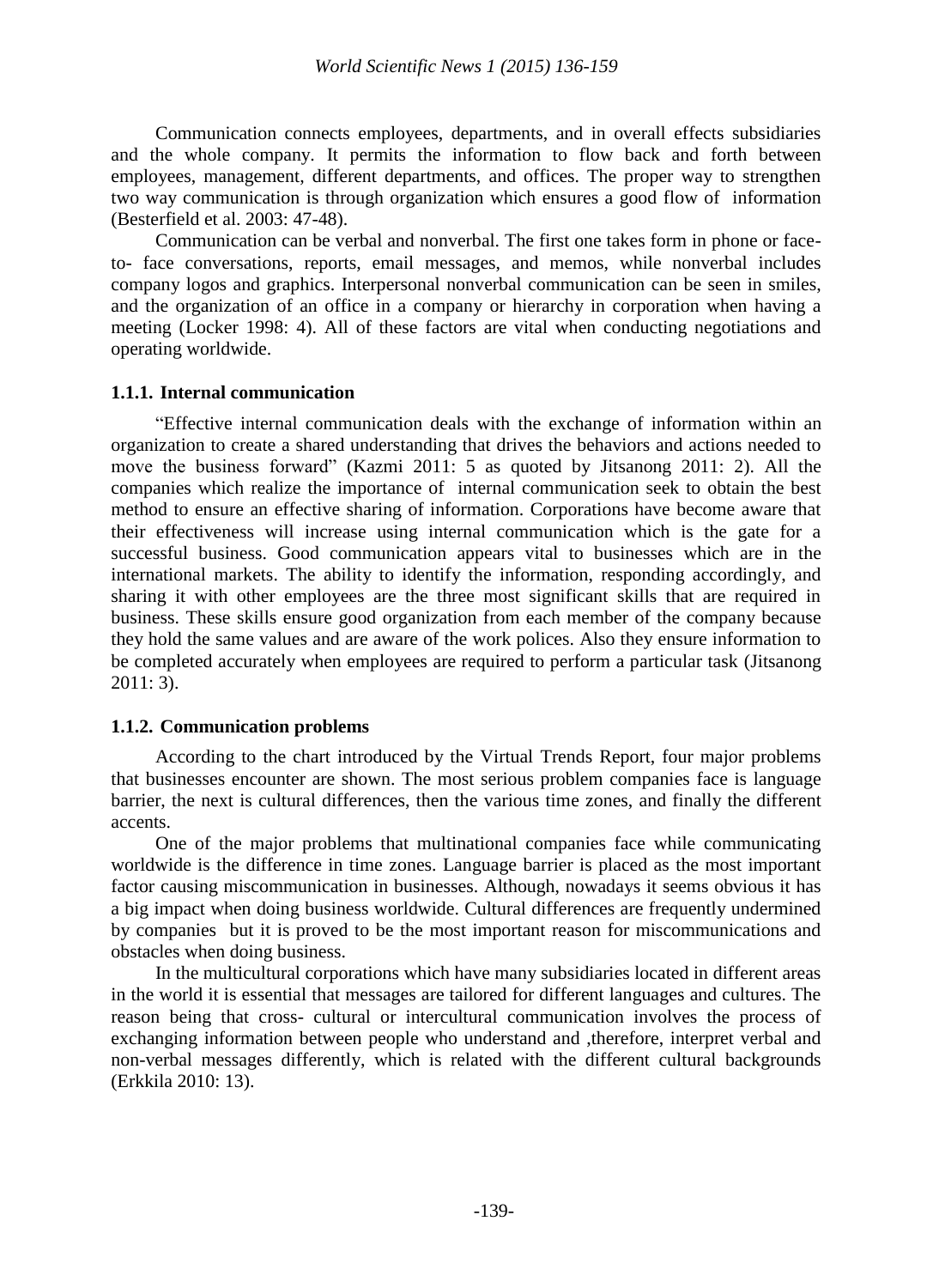Communication connects employees, departments, and in overall effects subsidiaries and the whole company. It permits the information to flow back and forth between employees, management, different departments, and offices. The proper way to strengthen two way communication is through organization which ensures a good flow of information (Besterfield et al. 2003: 47-48).

Communication can be verbal and nonverbal. The first one takes form in phone or face-to- face conversations, reports, email messages, and memos, while nonverbal includes company logos and graphics. Interpersonal nonverbal communication can be seen in smiles, and the organization of an office in a company or hierarchy in corporation when having a meeting (Locker 1998: 4). All of these factors are vital when conducting negotiations and operating worldwide.

### 1.1.1. Internal communication

"Effective internal communication deals with the exchange of information within an organization to create a shared understanding that drives the behaviors and actions needed to move the business forward" (Kazmi 2011: 5 as quoted by Jitsanong 2011: 2). All the companies which realize the importance of internal communication seek to obtain the best method to ensure an effective sharing of information. Corporations have become aware that their effectiveness will increase using internal communication which is the gate for a successful business. Good communication appears vital to businesses which are in the international markets. The ability to identify the information, responding accordingly, and sharing it with other employees are the three most significant skills that are required in business. These skills ensure good organization from each member of the company because they hold the same values and are aware of the work polices. Also they ensure information to be completed accurately when employees are required to perform a particular task (Jitsanong 2011: 3).

### 1.1.2. Communication problems

According to the chart introduced by the Virtual Trends Report, four major problems that businesses encounter are shown. The most serious problem companies face is language barrier, the next is cultural differences, then the various time zones, and finally the different accents.

One of the major problems that multinational companies face while communicating worldwide is the difference in time zones. Language barrier is placed as the most important factor causing miscommunication in businesses. Although, nowadays it seems obvious it has a big impact when doing business worldwide. Cultural differences are frequently undermined by companies but it is proved to be the most important reason for miscommunications and obstacles when doing business.

In the multicultural corporations which have many subsidiaries located in different areas in the world it is essential that messages are tailored for different languages and cultures. The reason being that cross- cultural or intercultural communication involves the process of exchanging information between people who understand and ,therefore, interpret verbal and non-verbal messages differently, which is related with the different cultural backgrounds (Erkkila 2010: 13).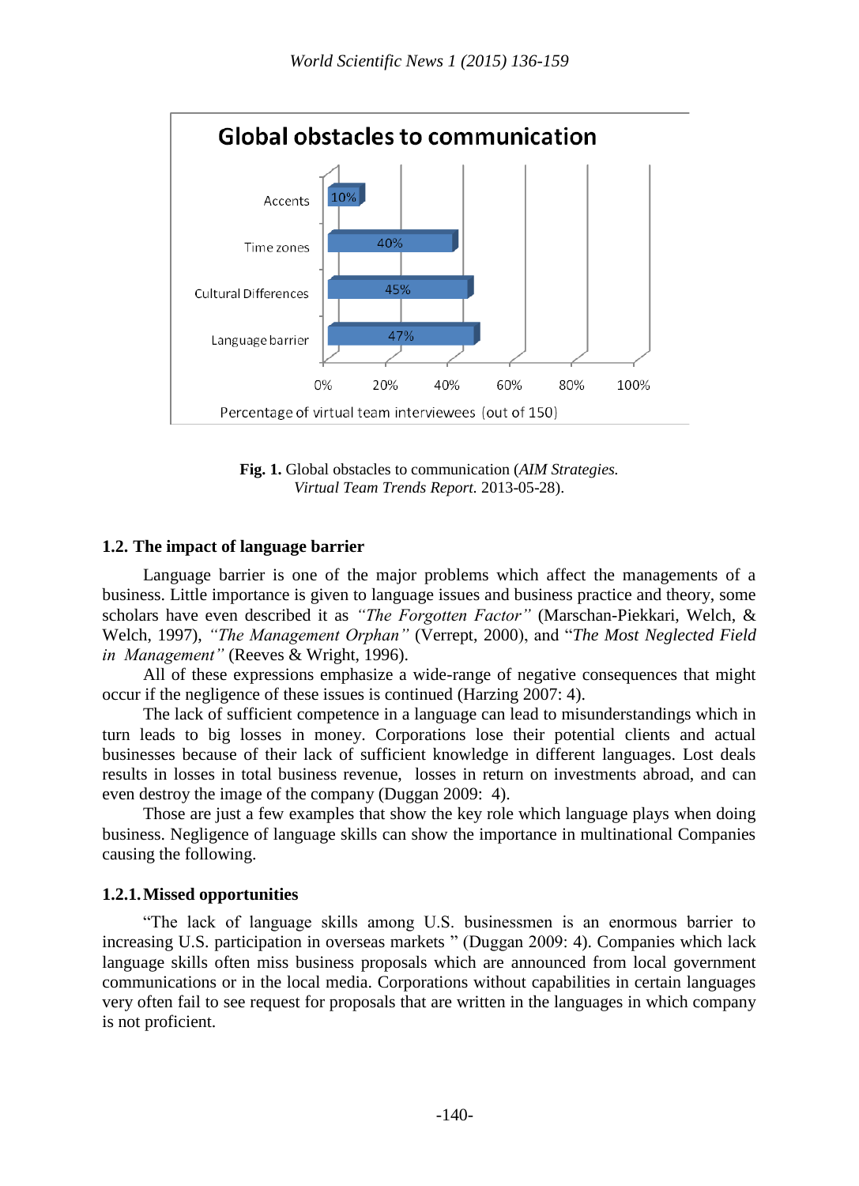**Fig. 1.** Global obstacles to communication (*AIM Strategies. Virtual Team Trends Report.* 2013-05-28).

### 1.2. The impact of language barrier

Language barrier is one of the major problems which affect the managements of a business. Little importance is given to language issues and business practice and theory, some scholars have even described it as *"The Forgotten Factor"* (Marschan-Piekkari, Welch, & Welch, 1997), *"The Management Orphan"* (Verrept, 2000), and "*The Most Neglected Field in Management"* (Reeves & Wright, 1996).

All of these expressions emphasize a wide-range of negative consequences that might occur if the negligence of these issues is continued (Harzing 2007: 4).

The lack of sufficient competence in a language can lead to misunderstandings which in turn leads to big losses in money. Corporations lose their potential clients and actual businesses because of their lack of sufficient knowledge in different languages. Lost deals results in losses in total business revenue, losses in return on investments abroad, and can even destroy the image of the company (Duggan 2009: 4).

Those are just a few examples that show the key role which language plays when doing business. Negligence of language skills can show the importance in multinational Companies causing the following.

#### 1.2.1. Missed opportunities

"The lack of language skills among U.S. businessmen is an enormous barrier to increasing U.S. participation in overseas markets " (Duggan 2009: 4). Companies which lack language skills often miss business proposals which are announced from local government communications or in the local media. Corporations without capabilities in certain languages very often fail to see request for proposals that are written in the languages in which company is not proficient.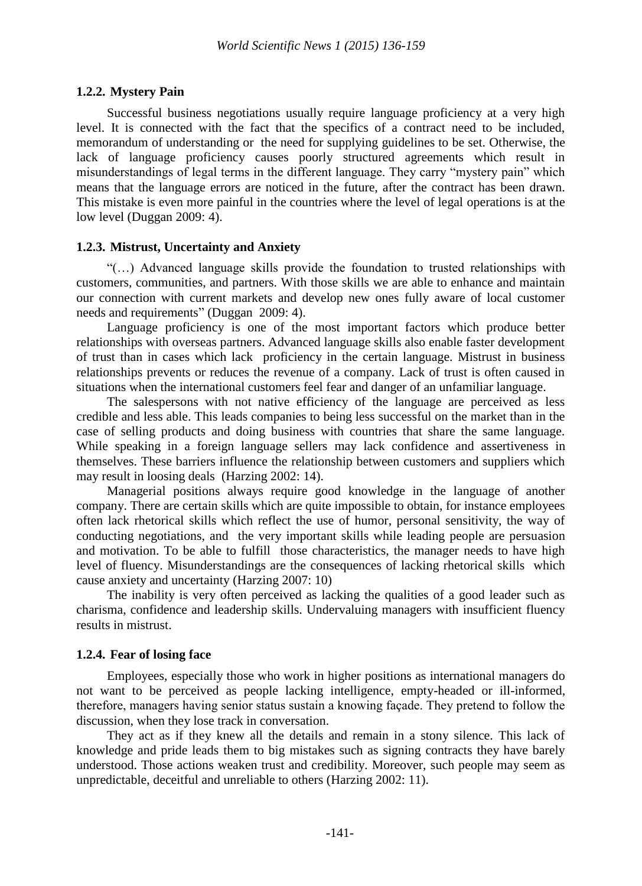### 1.2.2. Mystery Pain

Successful business negotiations usually require language proficiency at a very high level. It is connected with the fact that the specifics of a contract need to be included, memorandum of understanding or the need for supplying guidelines to be set. Otherwise, the lack of language proficiency causes poorly structured agreements which result in misunderstandings of legal terms in the different language. They carry "mystery pain" which means that the language errors are noticed in the future, after the contract has been drawn. This mistake is even more painful in the countries where the level of legal operations is at the low level (Duggan 2009: 4).

### 1.2.3. Mistrust, Uncertainty and Anxiety

"(…) Advanced language skills provide the foundation to trusted relationships with customers, communities, and partners. With those skills we are able to enhance and maintain our connection with current markets and develop new ones fully aware of local customer needs and requirements" (Duggan 2009: 4).

Language proficiency is one of the most important factors which produce better relationships with overseas partners. Advanced language skills also enable faster development of trust than in cases which lack proficiency in the certain language. Mistrust in business relationships prevents or reduces the revenue of a company. Lack of trust is often caused in situations when the international customers feel fear and danger of an unfamiliar language.

The salespersons with not native efficiency of the language are perceived as less credible and less able. This leads companies to being less successful on the market than in the case of selling products and doing business with countries that share the same language. While speaking in a foreign language sellers may lack confidence and assertiveness in themselves. These barriers influence the relationship between customers and suppliers which may result in loosing deals (Harzing 2002: 14).

Managerial positions always require good knowledge in the language of another company. There are certain skills which are quite impossible to obtain, for instance employees often lack rhetorical skills which reflect the use of humor, personal sensitivity, the way of conducting negotiations, and the very important skills while leading people are persuasion and motivation. To be able to fulfill those characteristics, the manager needs to have high level of fluency. Misunderstandings are the consequences of lacking rhetorical skills which cause anxiety and uncertainty (Harzing 2007: 10)

The inability is very often perceived as lacking the qualities of a good leader such as charisma, confidence and leadership skills. Undervaluing managers with insufficient fluency results in mistrust.

### 1.2.4. Fear of losing face

Employees, especially those who work in higher positions as international managers do not want to be perceived as people lacking intelligence, empty-headed or ill-informed, therefore, managers having senior status sustain a knowing façade. They pretend to follow the discussion, when they lose track in conversation.

They act as if they knew all the details and remain in a stony silence. This lack of knowledge and pride leads them to big mistakes such as signing contracts they have barely understood. Those actions weaken trust and credibility. Moreover, such people may seem as unpredictable, deceitful and unreliable to others (Harzing 2002: 11).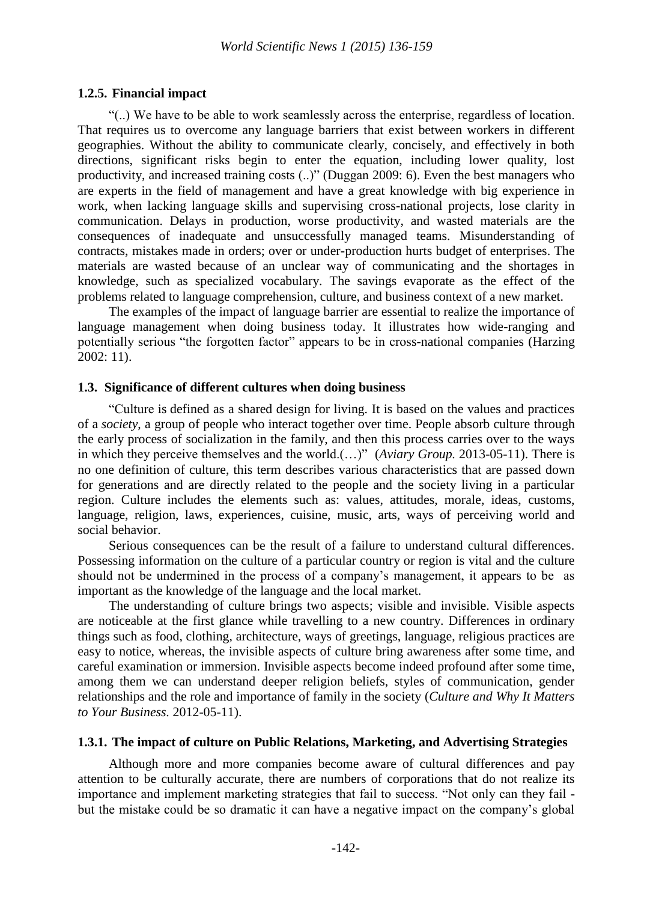### 1.2.5. Financial impact

"(..) We have to be able to work seamlessly across the enterprise, regardless of location. That requires us to overcome any language barriers that exist between workers in different geographies. Without the ability to communicate clearly, concisely, and effectively in both directions, significant risks begin to enter the equation, including lower quality, lost productivity, and increased training costs (..)" (Duggan 2009: 6). Even the best managers who are experts in the field of management and have a great knowledge with big experience in work, when lacking language skills and supervising cross-national projects, lose clarity in communication. Delays in production, worse productivity, and wasted materials are the consequences of inadequate and unsuccessfully managed teams. Misunderstanding of contracts, mistakes made in orders; over or under-production hurts budget of enterprises. The materials are wasted because of an unclear way of communicating and the shortages in knowledge, such as specialized vocabulary. The savings evaporate as the effect of the problems related to language comprehension, culture, and business context of a new market.

The examples of the impact of language barrier are essential to realize the importance of language management when doing business today. It illustrates how wide-ranging and potentially serious "the forgotten factor" appears to be in cross-national companies (Harzing 2002: 11).

## 1.3. Significance of different cultures when doing business

"Culture is defined as a shared design for living. It is based on the values and practices of a *society*, a group of people who interact together over time. People absorb culture through the early process of socialization in the family, and then this process carries over to the ways in which they perceive themselves and the world.(…)" (*Aviary Group.* 2013-05-11). There is no one definition of culture, this term describes various characteristics that are passed down for generations and are directly related to the people and the society living in a particular region. Culture includes the elements such as: values, attitudes, morale, ideas, customs, language, religion, laws, experiences, cuisine, music, arts, ways of perceiving world and social behavior.

Serious consequences can be the result of a failure to understand cultural differences. Possessing information on the culture of a particular country or region is vital and the culture should not be undermined in the process of a company's management, it appears to be as important as the knowledge of the language and the local market.

The understanding of culture brings two aspects; visible and invisible. Visible aspects are noticeable at the first glance while travelling to a new country. Differences in ordinary things such as food, clothing, architecture, ways of greetings, language, religious practices are easy to notice, whereas, the invisible aspects of culture bring awareness after some time, and careful examination or immersion. Invisible aspects become indeed profound after some time, among them we can understand deeper religion beliefs, styles of communication, gender relationships and the role and importance of family in the society (*Culture and Why It Matters to Your Business.* 2012-05-11).

### 1.3.1. The impact of culture on Public Relations, Marketing, and Advertising Strategies

Although more and more companies become aware of cultural differences and pay attention to be culturally accurate, there are numbers of corporations that do not realize its importance and implement marketing strategies that fail to success. "Not only can they fail - but the mistake could be so dramatic it can have a negative impact on the company's global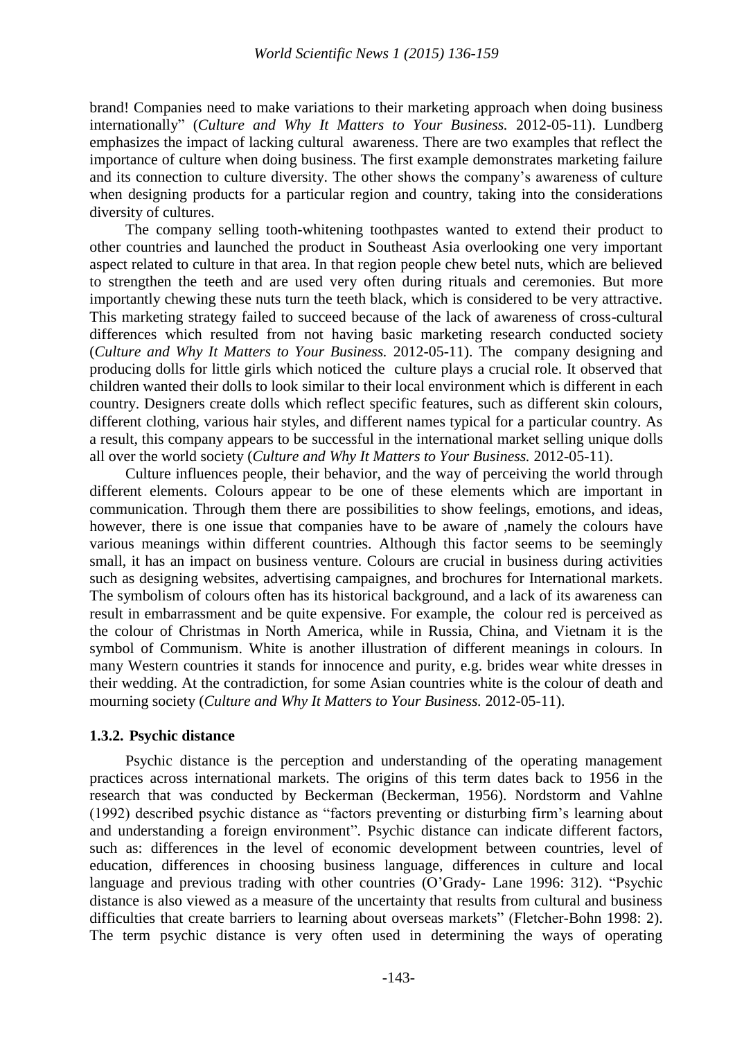brand! Companies need to make variations to their marketing approach when doing business internationally" (*Culture and Why It Matters to Your Business.* 2012-05-11). Lundberg emphasizes the impact of lacking cultural awareness. There are two examples that reflect the importance of culture when doing business. The first example demonstrates marketing failure and its connection to culture diversity. The other shows the company's awareness of culture when designing products for a particular region and country, taking into the considerations diversity of cultures.

The company selling tooth-whitening toothpastes wanted to extend their product to other countries and launched the product in Southeast Asia overlooking one very important aspect related to culture in that area. In that region people chew betel nuts, which are believed to strengthen the teeth and are used very often during rituals and ceremonies. But more importantly chewing these nuts turn the teeth black, which is considered to be very attractive. This marketing strategy failed to succeed because of the lack of awareness of cross-cultural differences which resulted from not having basic marketing research conducted society (*Culture and Why It Matters to Your Business.* 2012-05-11). The company designing and producing dolls for little girls which noticed the culture plays a crucial role. It observed that children wanted their dolls to look similar to their local environment which is different in each country. Designers create dolls which reflect specific features, such as different skin colours, different clothing, various hair styles, and different names typical for a particular country. As a result, this company appears to be successful in the international market selling unique dolls all over the world society (*Culture and Why It Matters to Your Business.* 2012-05-11).

Culture influences people, their behavior, and the way of perceiving the world through different elements. Colours appear to be one of these elements which are important in communication. Through them there are possibilities to show feelings, emotions, and ideas, however, there is one issue that companies have to be aware of ,namely the colours have various meanings within different countries. Although this factor seems to be seemingly small, it has an impact on business venture. Colours are crucial in business during activities such as designing websites, advertising campaignes, and brochures for International markets. The symbolism of colours often has its historical background, and a lack of its awareness can result in embarrassment and be quite expensive. For example, the colour red is perceived as the colour of Christmas in North America, while in Russia, China, and Vietnam it is the symbol of Communism. White is another illustration of different meanings in colours. In many Western countries it stands for innocence and purity, e.g. brides wear white dresses in their wedding. At the contradiction, for some Asian countries white is the colour of death and mourning society (*Culture and Why It Matters to Your Business.* 2012-05-11).

### 1.3.2. Psychic distance

Psychic distance is the perception and understanding of the operating management practices across international markets. The origins of this term dates back to 1956 in the research that was conducted by Beckerman (Beckerman, 1956). Nordstorm and Vahlne (1992) described psychic distance as "factors preventing or disturbing firm's learning about and understanding a foreign environment". Psychic distance can indicate different factors, such as: differences in the level of economic development between countries, level of education, differences in choosing business language, differences in culture and local language and previous trading with other countries (O'Grady- Lane 1996: 312). "Psychic distance is also viewed as a measure of the uncertainty that results from cultural and business difficulties that create barriers to learning about overseas markets" (Fletcher-Bohn 1998: 2). The term psychic distance is very often used in determining the ways of operating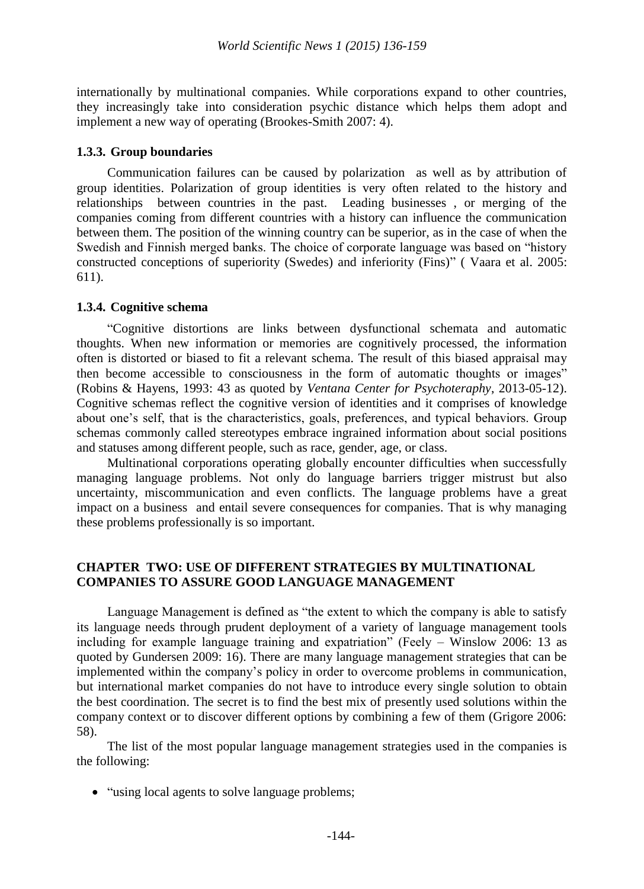internationally by multinational companies. While corporations expand to other countries, they increasingly take into consideration psychic distance which helps them adopt and implement a new way of operating (Brookes-Smith 2007: 4).

### 1.3.3. Group boundaries

Communication failures can be caused by polarization as well as by attribution of group identities. Polarization of group identities is very often related to the history and relationships between countries in the past. Leading businesses , or merging of the companies coming from different countries with a history can influence the communication between them. The position of the winning country can be superior, as in the case of when the Swedish and Finnish merged banks. The choice of corporate language was based on "history constructed conceptions of superiority (Swedes) and inferiority (Fins)" ( Vaara et al. 2005: 611).

### 1.3.4. Cognitive schema

"Cognitive distortions are links between dysfunctional schemata and automatic thoughts. When new information or memories are cognitively processed, the information often is distorted or biased to fit a relevant schema. The result of this biased appraisal may then become accessible to consciousness in the form of automatic thoughts or images" (Robins & Hayens, 1993: 43 as quoted by *Ventana Center for Psychoteraphy*, 2013-05-12). Cognitive schemas reflect the cognitive version of identities and it comprises of knowledge about one's self, that is the characteristics, goals, preferences, and typical behaviors. Group schemas commonly called stereotypes embrace ingrained information about social positions and statuses among different people, such as race, gender, age, or class.

Multinational corporations operating globally encounter difficulties when successfully managing language problems. Not only do language barriers trigger mistrust but also uncertainty, miscommunication and even conflicts. The language problems have a great impact on a business and entail severe consequences for companies. That is why managing these problems professionally is so important.

## CHAPTER TWO: USE OF DIFFERENT STRATEGIES BY MULTINATIONAL COMPANIES TO ASSURE GOOD LANGUAGE MANAGEMENT

Language Management is defined as "the extent to which the company is able to satisfy its language needs through prudent deployment of a variety of language management tools including for example language training and expatriation" (Feely – Winslow 2006: 13 as quoted by Gundersen 2009: 16). There are many language management strategies that can be implemented within the company's policy in order to overcome problems in communication, but international market companies do not have to introduce every single solution to obtain the best coordination. The secret is to find the best mix of presently used solutions within the company context or to discover different options by combining a few of them (Grigore 2006: 58).

The list of the most popular language management strategies used in the companies is the following:

- "using local agents to solve language problems;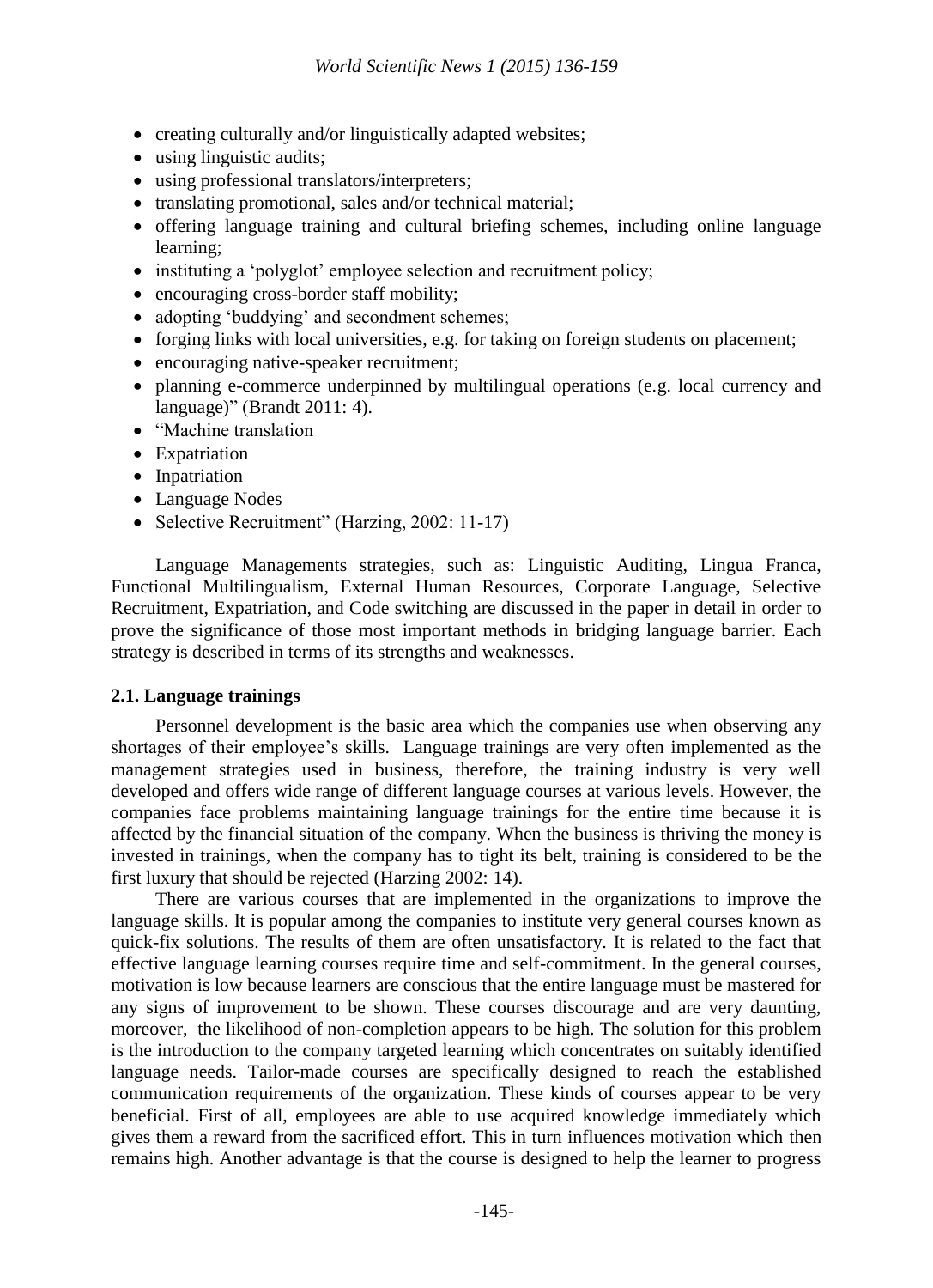- creating culturally and/or linguistically adapted websites;
- using linguistic audits;
- using professional translators/interpreters;
- translating promotional, sales and/or technical material;
- offering language training and cultural briefing schemes, including online language learning;
- instituting a 'polyglot' employee selection and recruitment policy;
- encouraging cross-border staff mobility;
- adopting 'buddying' and secondment schemes;
- forging links with local universities, e.g. for taking on foreign students on placement;
- encouraging native-speaker recruitment;
- planning e-commerce underpinned by multilingual operations (e.g. local currency and language)" (Brandt 2011: 4).
- "Machine translation
- Expatriation
- Inpatriation
- Language Nodes
- Selective Recruitment" (Harzing, 2002: 11-17)

Language Managements strategies, such as: Linguistic Auditing, Lingua Franca, Functional Multilingualism, External Human Resources, Corporate Language, Selective Recruitment, Expatriation, and Code switching are discussed in the paper in detail in order to prove the significance of those most important methods in bridging language barrier. Each strategy is described in terms of its strengths and weaknesses.

### 2.1. Language trainings

Personnel development is the basic area which the companies use when observing any shortages of their employee's skills. Language trainings are very often implemented as the management strategies used in business, therefore, the training industry is very well developed and offers wide range of different language courses at various levels. However, the companies face problems maintaining language trainings for the entire time because it is affected by the financial situation of the company. When the business is thriving the money is invested in trainings, when the company has to tight its belt, training is considered to be the first luxury that should be rejected (Harzing 2002: 14).

There are various courses that are implemented in the organizations to improve the language skills. It is popular among the companies to institute very general courses known as quick-fix solutions. The results of them are often unsatisfactory. It is related to the fact that effective language learning courses require time and self-commitment. In the general courses, motivation is low because learners are conscious that the entire language must be mastered for any signs of improvement to be shown. These courses discourage and are very daunting, moreover, the likelihood of non-completion appears to be high. The solution for this problem is the introduction to the company targeted learning which concentrates on suitably identified language needs. Tailor-made courses are specifically designed to reach the established communication requirements of the organization. These kinds of courses appear to be very beneficial. First of all, employees are able to use acquired knowledge immediately which gives them a reward from the sacrificed effort. This in turn influences motivation which then remains high. Another advantage is that the course is designed to help the learner to progress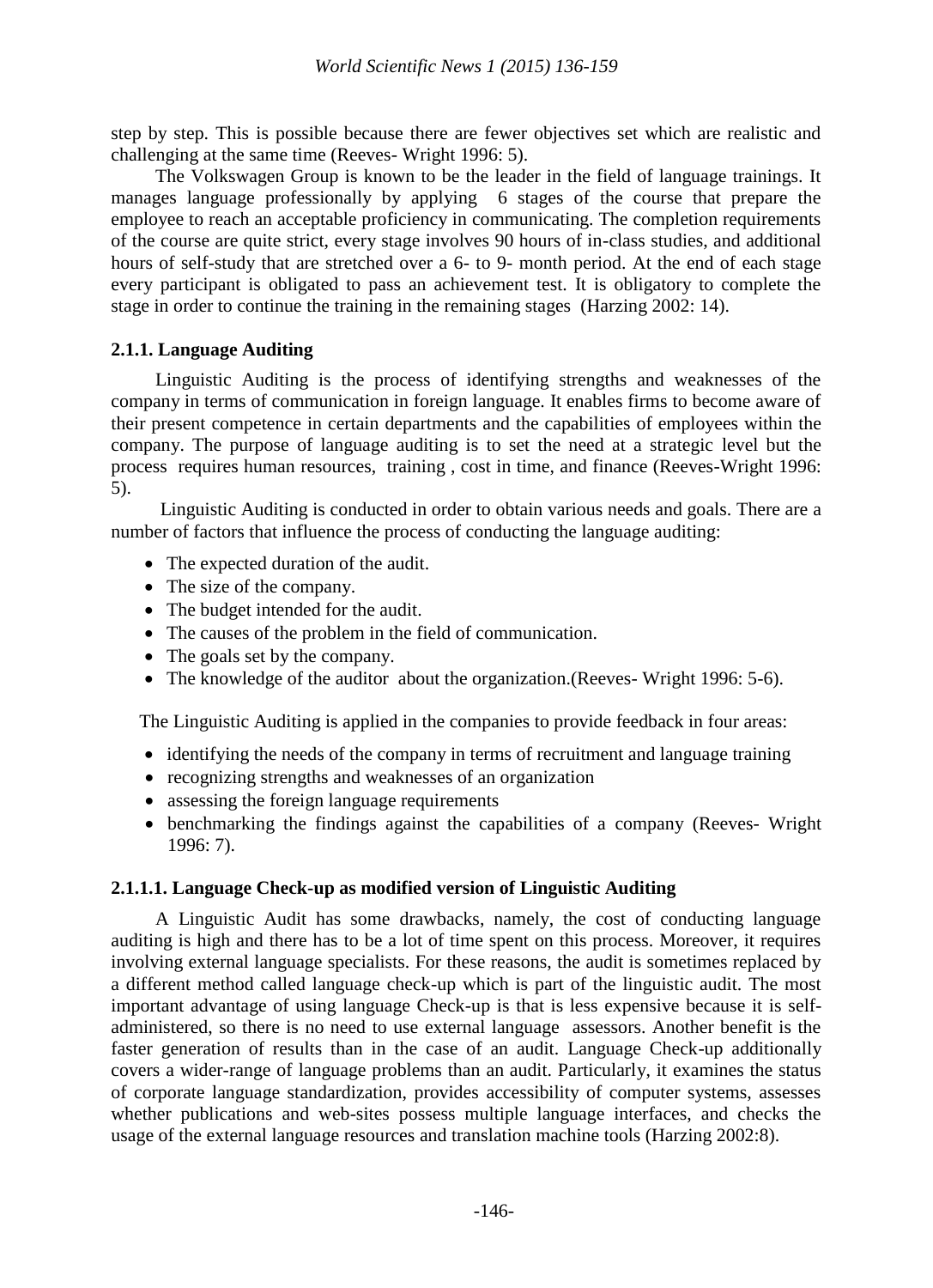step by step. This is possible because there are fewer objectives set which are realistic and challenging at the same time (Reeves- Wright 1996: 5).

The Volkswagen Group is known to be the leader in the field of language trainings. It manages language professionally by applying 6 stages of the course that prepare the employee to reach an acceptable proficiency in communicating. The completion requirements of the course are quite strict, every stage involves 90 hours of in-class studies, and additional hours of self-study that are stretched over a 6- to 9- month period. At the end of each stage every participant is obligated to pass an achievement test. It is obligatory to complete the stage in order to continue the training in the remaining stages (Harzing 2002: 14).

#### 2.1.1. Language Auditing

Linguistic Auditing is the process of identifying strengths and weaknesses of the company in terms of communication in foreign language. It enables firms to become aware of their present competence in certain departments and the capabilities of employees within the company. The purpose of language auditing is to set the need at a strategic level but the process requires human resources, training , cost in time, and finance (Reeves-Wright 1996: 5).

Linguistic Auditing is conducted in order to obtain various needs and goals. There are a number of factors that influence the process of conducting the language auditing:

- The expected duration of the audit.
- The size of the company.
- The budget intended for the audit.
- The causes of the problem in the field of communication.
- The goals set by the company.
- The knowledge of the auditor about the organization.(Reeves- Wright 1996: 5-6).

The Linguistic Auditing is applied in the companies to provide feedback in four areas:

- identifying the needs of the company in terms of recruitment and language training
- recognizing strengths and weaknesses of an organization
- assessing the foreign language requirements
- benchmarking the findings against the capabilities of a company (Reeves- Wright 1996: 7).

##### 2.1.1.1. Language Check-up as modified version of Linguistic Auditing

A Linguistic Audit has some drawbacks, namely, the cost of conducting language auditing is high and there has to be a lot of time spent on this process. Moreover, it requires involving external language specialists. For these reasons, the audit is sometimes replaced by a different method called language check-up which is part of the linguistic audit. The most important advantage of using language Check-up is that is less expensive because it is self-administered, so there is no need to use external language assessors. Another benefit is the faster generation of results than in the case of an audit. Language Check-up additionally covers a wider-range of language problems than an audit. Particularly, it examines the status of corporate language standardization, provides accessibility of computer systems, assesses whether publications and web-sites possess multiple language interfaces, and checks the usage of the external language resources and translation machine tools (Harzing 2002:8).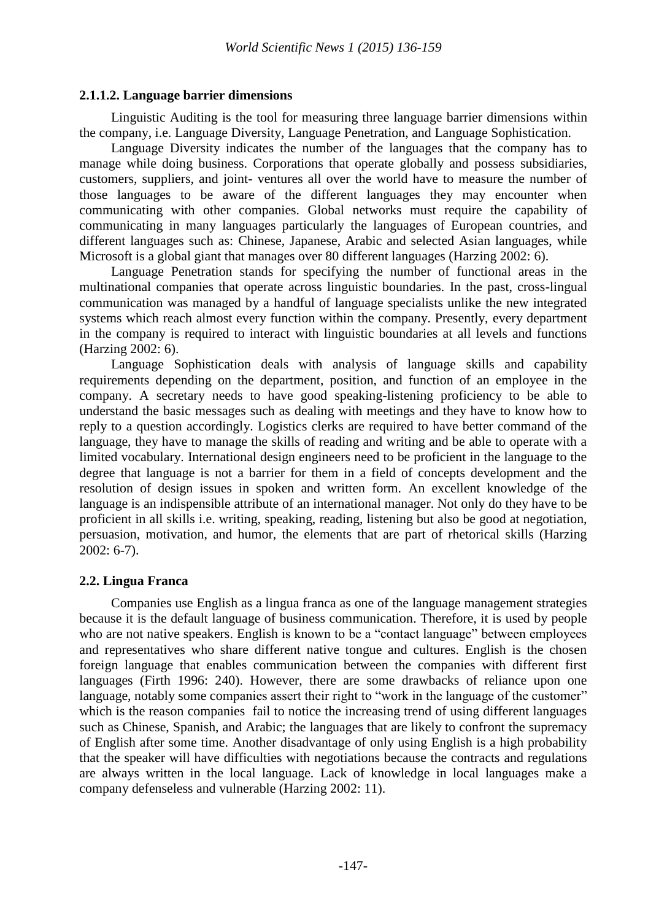#### 2.1.1.2. Language barrier dimensions

Linguistic Auditing is the tool for measuring three language barrier dimensions within the company, i.e. Language Diversity, Language Penetration, and Language Sophistication.

Language Diversity indicates the number of the languages that the company has to manage while doing business. Corporations that operate globally and possess subsidiaries, customers, suppliers, and joint- ventures all over the world have to measure the number of those languages to be aware of the different languages they may encounter when communicating with other companies. Global networks must require the capability of communicating in many languages particularly the languages of European countries, and different languages such as: Chinese, Japanese, Arabic and selected Asian languages, while Microsoft is a global giant that manages over 80 different languages (Harzing 2002: 6).

Language Penetration stands for specifying the number of functional areas in the multinational companies that operate across linguistic boundaries. In the past, cross-lingual communication was managed by a handful of language specialists unlike the new integrated systems which reach almost every function within the company. Presently, every department in the company is required to interact with linguistic boundaries at all levels and functions (Harzing 2002: 6).

Language Sophistication deals with analysis of language skills and capability requirements depending on the department, position, and function of an employee in the company. A secretary needs to have good speaking-listening proficiency to be able to understand the basic messages such as dealing with meetings and they have to know how to reply to a question accordingly. Logistics clerks are required to have better command of the language, they have to manage the skills of reading and writing and be able to operate with a limited vocabulary. International design engineers need to be proficient in the language to the degree that language is not a barrier for them in a field of concepts development and the resolution of design issues in spoken and written form. An excellent knowledge of the language is an indispensible attribute of an international manager. Not only do they have to be proficient in all skills i.e. writing, speaking, reading, listening but also be good at negotiation, persuasion, motivation, and humor, the elements that are part of rhetorical skills (Harzing 2002: 6-7).

### 2.2. Lingua Franca

Companies use English as a lingua franca as one of the language management strategies because it is the default language of business communication. Therefore, it is used by people who are not native speakers. English is known to be a "contact language" between employees and representatives who share different native tongue and cultures. English is the chosen foreign language that enables communication between the companies with different first languages (Firth 1996: 240). However, there are some drawbacks of reliance upon one language, notably some companies assert their right to "work in the language of the customer" which is the reason companies fail to notice the increasing trend of using different languages such as Chinese, Spanish, and Arabic; the languages that are likely to confront the supremacy of English after some time. Another disadvantage of only using English is a high probability that the speaker will have difficulties with negotiations because the contracts and regulations are always written in the local language. Lack of knowledge in local languages make a company defenseless and vulnerable (Harzing 2002: 11).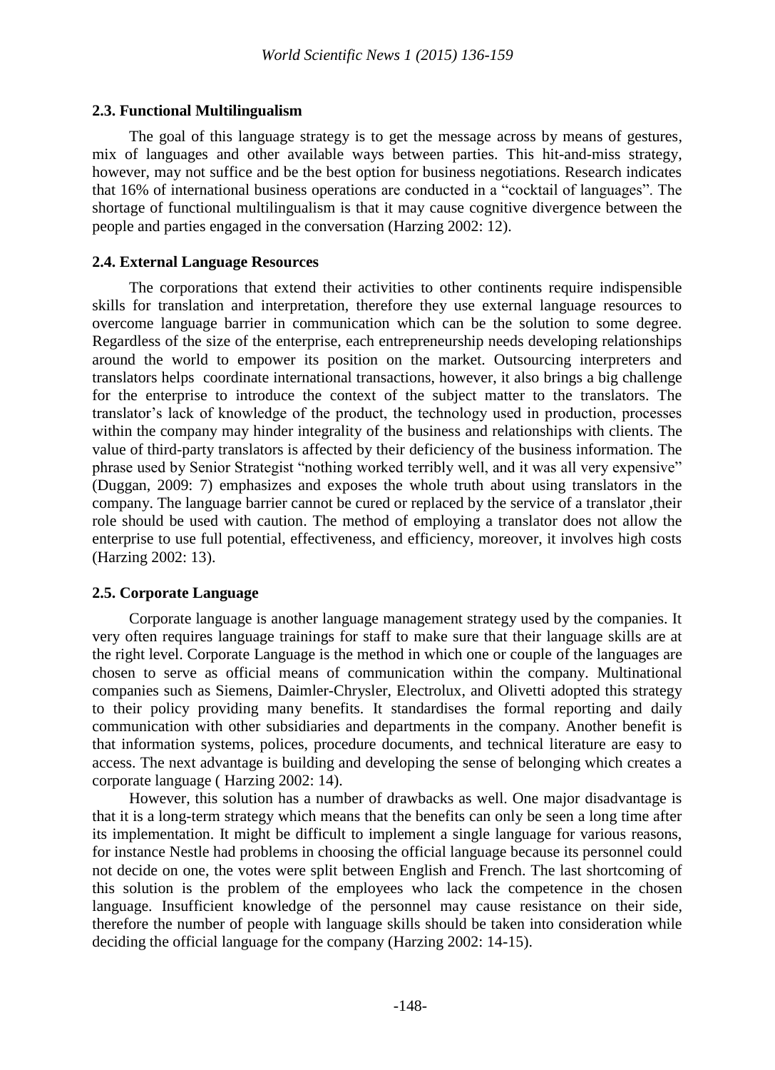### 2.3. Functional Multilingualism

The goal of this language strategy is to get the message across by means of gestures, mix of languages and other available ways between parties. This hit-and-miss strategy, however, may not suffice and be the best option for business negotiations. Research indicates that 16% of international business operations are conducted in a "cocktail of languages". The shortage of functional multilingualism is that it may cause cognitive divergence between the people and parties engaged in the conversation (Harzing 2002: 12).

### 2.4. External Language Resources

The corporations that extend their activities to other continents require indispensible skills for translation and interpretation, therefore they use external language resources to overcome language barrier in communication which can be the solution to some degree. Regardless of the size of the enterprise, each entrepreneurship needs developing relationships around the world to empower its position on the market. Outsourcing interpreters and translators helps coordinate international transactions, however, it also brings a big challenge for the enterprise to introduce the context of the subject matter to the translators. The translator's lack of knowledge of the product, the technology used in production, processes within the company may hinder integrality of the business and relationships with clients. The value of third-party translators is affected by their deficiency of the business information. The phrase used by Senior Strategist "nothing worked terribly well, and it was all very expensive" (Duggan, 2009: 7) emphasizes and exposes the whole truth about using translators in the company. The language barrier cannot be cured or replaced by the service of a translator ,their role should be used with caution. The method of employing a translator does not allow the enterprise to use full potential, effectiveness, and efficiency, moreover, it involves high costs (Harzing 2002: 13).

### 2.5. Corporate Language

Corporate language is another language management strategy used by the companies. It very often requires language trainings for staff to make sure that their language skills are at the right level. Corporate Language is the method in which one or couple of the languages are chosen to serve as official means of communication within the company. Multinational companies such as Siemens, Daimler-Chrysler, Electrolux, and Olivetti adopted this strategy to their policy providing many benefits. It standardises the formal reporting and daily communication with other subsidiaries and departments in the company. Another benefit is that information systems, polices, procedure documents, and technical literature are easy to access. The next advantage is building and developing the sense of belonging which creates a corporate language ( Harzing 2002: 14).

However, this solution has a number of drawbacks as well. One major disadvantage is that it is a long-term strategy which means that the benefits can only be seen a long time after its implementation. It might be difficult to implement a single language for various reasons, for instance Nestle had problems in choosing the official language because its personnel could not decide on one, the votes were split between English and French. The last shortcoming of this solution is the problem of the employees who lack the competence in the chosen language. Insufficient knowledge of the personnel may cause resistance on their side, therefore the number of people with language skills should be taken into consideration while deciding the official language for the company (Harzing 2002: 14-15).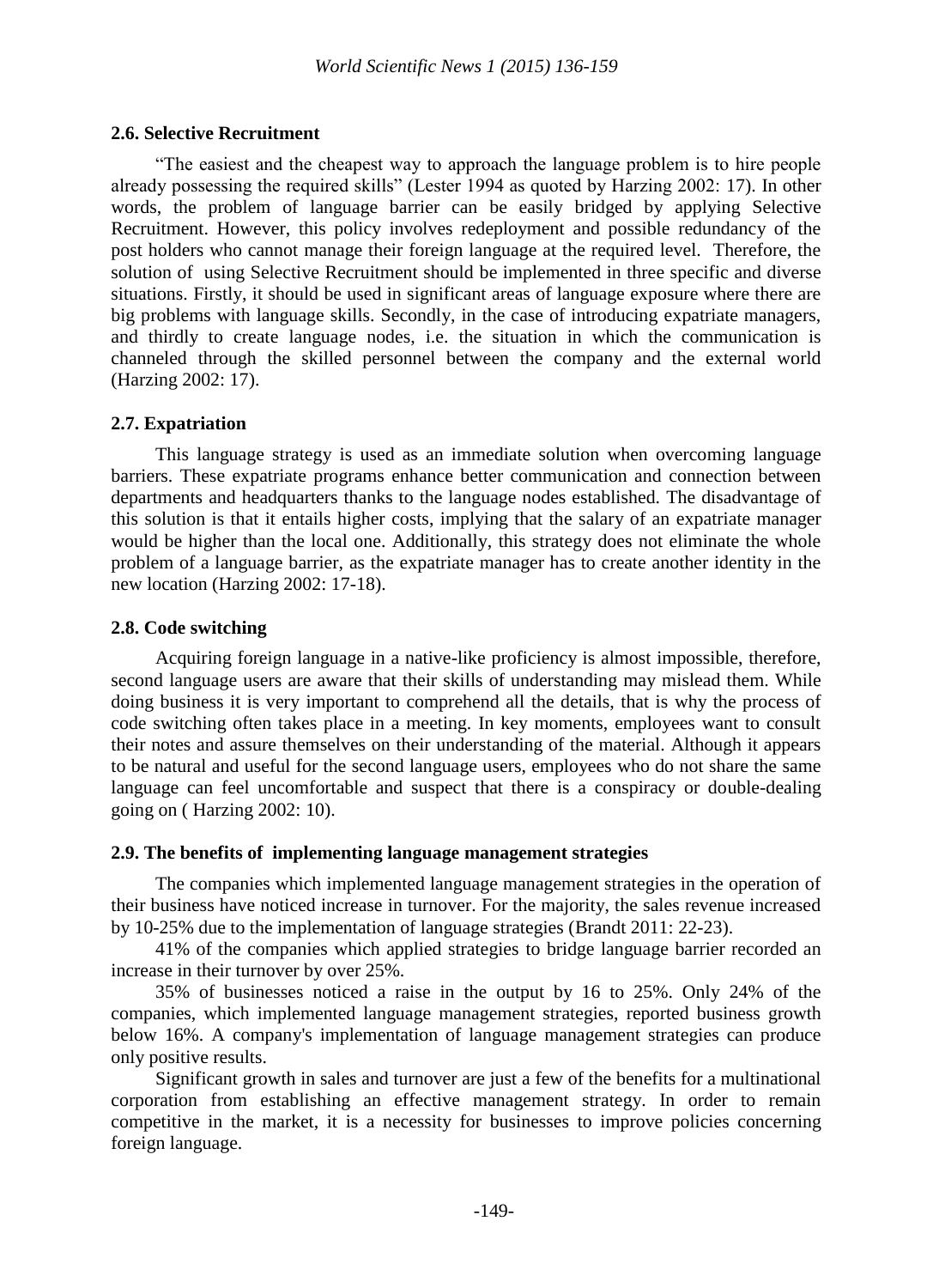### 2.6. Selective Recruitment

"The easiest and the cheapest way to approach the language problem is to hire people already possessing the required skills" (Lester 1994 as quoted by Harzing 2002: 17). In other words, the problem of language barrier can be easily bridged by applying Selective Recruitment. However, this policy involves redeployment and possible redundancy of the post holders who cannot manage their foreign language at the required level. Therefore, the solution of using Selective Recruitment should be implemented in three specific and diverse situations. Firstly, it should be used in significant areas of language exposure where there are big problems with language skills. Secondly, in the case of introducing expatriate managers, and thirdly to create language nodes, i.e. the situation in which the communication is channeled through the skilled personnel between the company and the external world (Harzing 2002: 17).

### 2.7. Expatriation

This language strategy is used as an immediate solution when overcoming language barriers. These expatriate programs enhance better communication and connection between departments and headquarters thanks to the language nodes established. The disadvantage of this solution is that it entails higher costs, implying that the salary of an expatriate manager would be higher than the local one. Additionally, this strategy does not eliminate the whole problem of a language barrier, as the expatriate manager has to create another identity in the new location (Harzing 2002: 17-18).

### 2.8. Code switching

Acquiring foreign language in a native-like proficiency is almost impossible, therefore, second language users are aware that their skills of understanding may mislead them. While doing business it is very important to comprehend all the details, that is why the process of code switching often takes place in a meeting. In key moments, employees want to consult their notes and assure themselves on their understanding of the material. Although it appears to be natural and useful for the second language users, employees who do not share the same language can feel uncomfortable and suspect that there is a conspiracy or double-dealing going on ( Harzing 2002: 10).

### 2.9. The benefits of implementing language management strategies

The companies which implemented language management strategies in the operation of their business have noticed increase in turnover. For the majority, the sales revenue increased by 10-25% due to the implementation of language strategies (Brandt 2011: 22-23).

41% of the companies which applied strategies to bridge language barrier recorded an increase in their turnover by over 25%.

35% of businesses noticed a raise in the output by 16 to 25%. Only 24% of the companies, which implemented language management strategies, reported business growth below 16%. A company's implementation of language management strategies can produce only positive results.

Significant growth in sales and turnover are just a few of the benefits for a multinational corporation from establishing an effective management strategy. In order to remain competitive in the market, it is a necessity for businesses to improve policies concerning foreign language.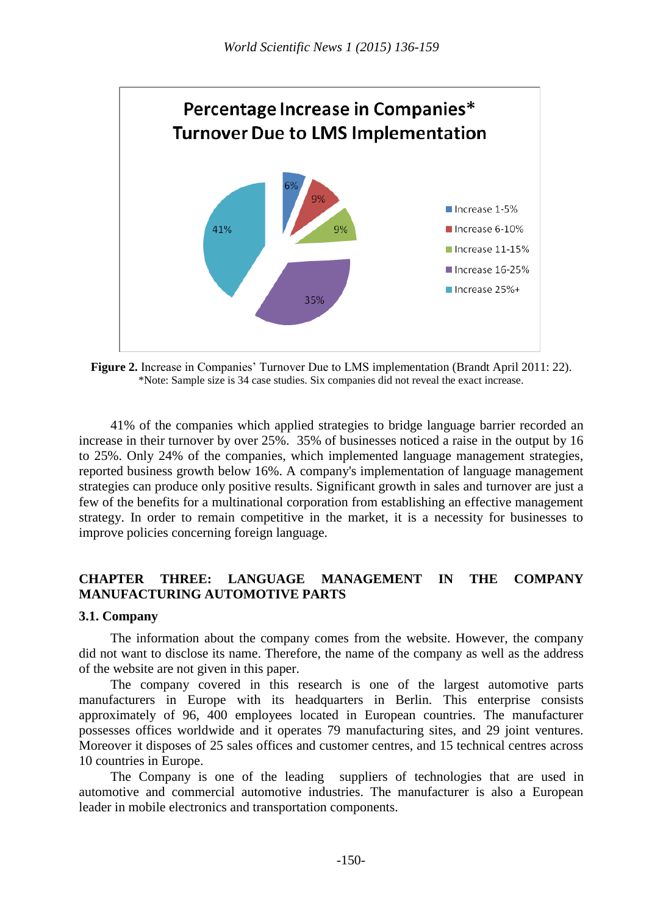**Figure 2.** Increase in Companies' Turnover Due to LMS implementation (Brandt April 2011: 22).
*Note: Sample size is 34 case studies. Six companies did not reveal the exact increase.

41% of the companies which applied strategies to bridge language barrier recorded an increase in their turnover by over 25%. 35% of businesses noticed a raise in the output by 16 to 25%. Only 24% of the companies, which implemented language management strategies, reported business growth below 16%. A company's implementation of language management strategies can produce only positive results. Significant growth in sales and turnover are just a few of the benefits for a multinational corporation from establishing an effective management strategy. In order to remain competitive in the market, it is a necessity for businesses to improve policies concerning foreign language.

## CHAPTER THREE: LANGUAGE MANAGEMENT IN THE COMPANY MANUFACTURING AUTOMOTIVE PARTS

### 3.1. Company

The information about the company comes from the website. However, the company did not want to disclose its name. Therefore, the name of the company as well as the address of the website are not given in this paper.

The company covered in this research is one of the largest automotive parts manufacturers in Europe with its headquarters in Berlin. This enterprise consists approximately of 96, 400 employees located in European countries. The manufacturer possesses offices worldwide and it operates 79 manufacturing sites, and 29 joint ventures. Moreover it disposes of 25 sales offices and customer centres, and 15 technical centres across 10 countries in Europe.

The Company is one of the leading suppliers of technologies that are used in automotive and commercial automotive industries. The manufacturer is also a European leader in mobile electronics and transportation components.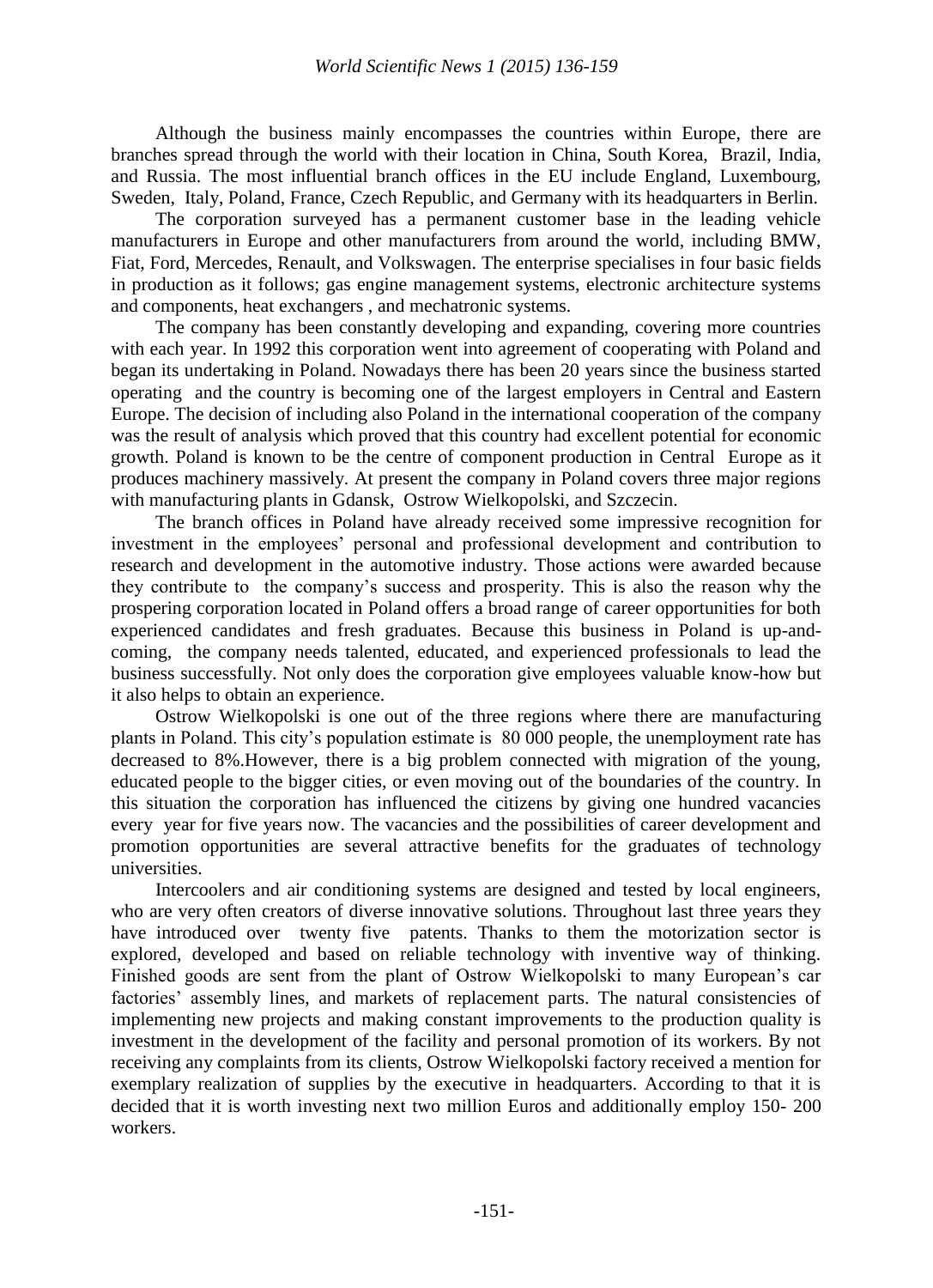Although the business mainly encompasses the countries within Europe, there are branches spread through the world with their location in China, South Korea, Brazil, India, and Russia. The most influential branch offices in the EU include England, Luxembourg, Sweden, Italy, Poland, France, Czech Republic, and Germany with its headquarters in Berlin.

The corporation surveyed has a permanent customer base in the leading vehicle manufacturers in Europe and other manufacturers from around the world, including BMW, Fiat, Ford, Mercedes, Renault, and Volkswagen. The enterprise specialises in four basic fields in production as it follows; gas engine management systems, electronic architecture systems and components, heat exchangers , and mechatronic systems.

The company has been constantly developing and expanding, covering more countries with each year. In 1992 this corporation went into agreement of cooperating with Poland and began its undertaking in Poland. Nowadays there has been 20 years since the business started operating and the country is becoming one of the largest employers in Central and Eastern Europe. The decision of including also Poland in the international cooperation of the company was the result of analysis which proved that this country had excellent potential for economic growth. Poland is known to be the centre of component production in Central Europe as it produces machinery massively. At present the company in Poland covers three major regions with manufacturing plants in Gdansk, Ostrow Wielkopolski, and Szczecin.

The branch offices in Poland have already received some impressive recognition for investment in the employees' personal and professional development and contribution to research and development in the automotive industry. Those actions were awarded because they contribute to the company's success and prosperity. This is also the reason why the prospering corporation located in Poland offers a broad range of career opportunities for both experienced candidates and fresh graduates. Because this business in Poland is up-and-coming, the company needs talented, educated, and experienced professionals to lead the business successfully. Not only does the corporation give employees valuable know-how but it also helps to obtain an experience.

Ostrow Wielkopolski is one out of the three regions where there are manufacturing plants in Poland. This city's population estimate is 80 000 people, the unemployment rate has decreased to 8%.However, there is a big problem connected with migration of the young, educated people to the bigger cities, or even moving out of the boundaries of the country. In this situation the corporation has influenced the citizens by giving one hundred vacancies every year for five years now. The vacancies and the possibilities of career development and promotion opportunities are several attractive benefits for the graduates of technology universities.

Intercoolers and air conditioning systems are designed and tested by local engineers, who are very often creators of diverse innovative solutions. Throughout last three years they have introduced over twenty five patents. Thanks to them the motorization sector is explored, developed and based on reliable technology with inventive way of thinking. Finished goods are sent from the plant of Ostrow Wielkopolski to many European's car factories' assembly lines, and markets of replacement parts. The natural consistencies of implementing new projects and making constant improvements to the production quality is investment in the development of the facility and personal promotion of its workers. By not receiving any complaints from its clients, Ostrow Wielkopolski factory received a mention for exemplary realization of supplies by the executive in headquarters. According to that it is decided that it is worth investing next two million Euros and additionally employ 150- 200 workers.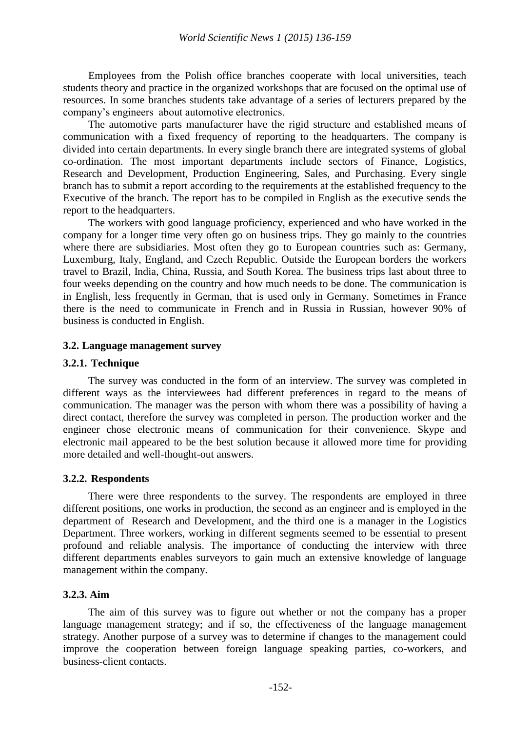Employees from the Polish office branches cooperate with local universities, teach students theory and practice in the organized workshops that are focused on the optimal use of resources. In some branches students take advantage of a series of lecturers prepared by the company's engineers about automotive electronics.

The automotive parts manufacturer have the rigid structure and established means of communication with a fixed frequency of reporting to the headquarters. The company is divided into certain departments. In every single branch there are integrated systems of global co-ordination. The most important departments include sectors of Finance, Logistics, Research and Development, Production Engineering, Sales, and Purchasing. Every single branch has to submit a report according to the requirements at the established frequency to the Executive of the branch. The report has to be compiled in English as the executive sends the report to the headquarters.

The workers with good language proficiency, experienced and who have worked in the company for a longer time very often go on business trips. They go mainly to the countries where there are subsidiaries. Most often they go to European countries such as: Germany, Luxemburg, Italy, England, and Czech Republic. Outside the European borders the workers travel to Brazil, India, China, Russia, and South Korea. The business trips last about three to four weeks depending on the country and how much needs to be done. The communication is in English, less frequently in German, that is used only in Germany. Sometimes in France there is the need to communicate in French and in Russia in Russian, however 90% of business is conducted in English.

### 3.2. Language management survey

#### 3.2.1. Technique

The survey was conducted in the form of an interview. The survey was completed in different ways as the interviewees had different preferences in regard to the means of communication. The manager was the person with whom there was a possibility of having a direct contact, therefore the survey was completed in person. The production worker and the engineer chose electronic means of communication for their convenience. Skype and electronic mail appeared to be the best solution because it allowed more time for providing more detailed and well-thought-out answers.

#### 3.2.2. Respondents

There were three respondents to the survey. The respondents are employed in three different positions, one works in production, the second as an engineer and is employed in the department of Research and Development, and the third one is a manager in the Logistics Department. Three workers, working in different segments seemed to be essential to present profound and reliable analysis. The importance of conducting the interview with three different departments enables surveyors to gain much an extensive knowledge of language management within the company.

#### 3.2.3. Aim

The aim of this survey was to figure out whether or not the company has a proper language management strategy; and if so, the effectiveness of the language management strategy. Another purpose of a survey was to determine if changes to the management could improve the cooperation between foreign language speaking parties, co-workers, and business-client contacts.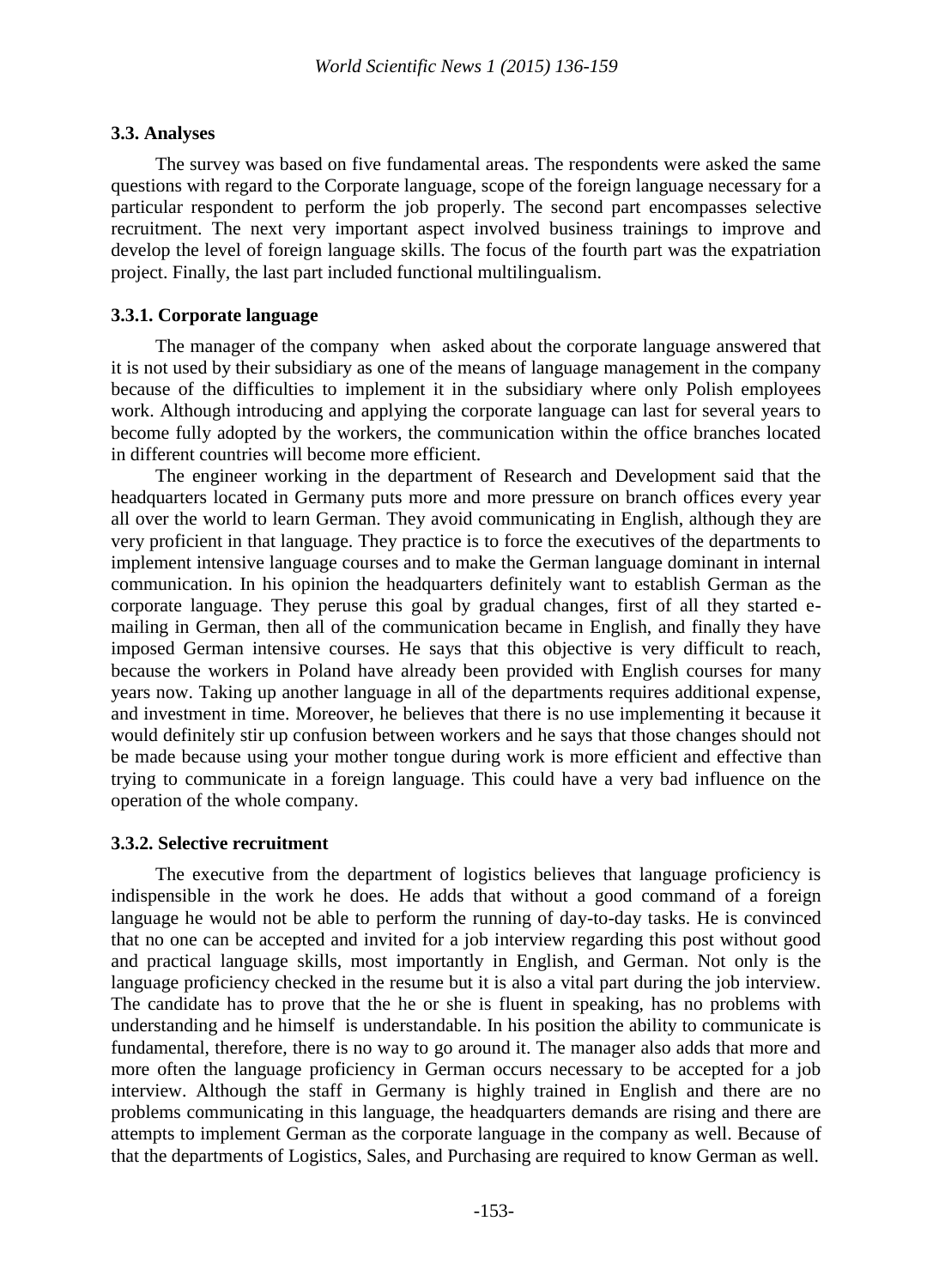### 3.3. Analyses

The survey was based on five fundamental areas. The respondents were asked the same questions with regard to the Corporate language, scope of the foreign language necessary for a particular respondent to perform the job properly. The second part encompasses selective recruitment. The next very important aspect involved business trainings to improve and develop the level of foreign language skills. The focus of the fourth part was the expatriation project. Finally, the last part included functional multilingualism.

#### 3.3.1. Corporate language

The manager of the company when asked about the corporate language answered that it is not used by their subsidiary as one of the means of language management in the company because of the difficulties to implement it in the subsidiary where only Polish employees work. Although introducing and applying the corporate language can last for several years to become fully adopted by the workers, the communication within the office branches located in different countries will become more efficient.

The engineer working in the department of Research and Development said that the headquarters located in Germany puts more and more pressure on branch offices every year all over the world to learn German. They avoid communicating in English, although they are very proficient in that language. They practice is to force the executives of the departments to implement intensive language courses and to make the German language dominant in internal communication. In his opinion the headquarters definitely want to establish German as the corporate language. They peruse this goal by gradual changes, first of all they started e-mailing in German, then all of the communication became in English, and finally they have imposed German intensive courses. He says that this objective is very difficult to reach, because the workers in Poland have already been provided with English courses for many years now. Taking up another language in all of the departments requires additional expense, and investment in time. Moreover, he believes that there is no use implementing it because it would definitely stir up confusion between workers and he says that those changes should not be made because using your mother tongue during work is more efficient and effective than trying to communicate in a foreign language. This could have a very bad influence on the operation of the whole company.

#### 3.3.2. Selective recruitment

The executive from the department of logistics believes that language proficiency is indispensible in the work he does. He adds that without a good command of a foreign language he would not be able to perform the running of day-to-day tasks. He is convinced that no one can be accepted and invited for a job interview regarding this post without good and practical language skills, most importantly in English, and German. Not only is the language proficiency checked in the resume but it is also a vital part during the job interview. The candidate has to prove that the he or she is fluent in speaking, has no problems with understanding and he himself is understandable. In his position the ability to communicate is fundamental, therefore, there is no way to go around it. The manager also adds that more and more often the language proficiency in German occurs necessary to be accepted for a job interview. Although the staff in Germany is highly trained in English and there are no problems communicating in this language, the headquarters demands are rising and there are attempts to implement German as the corporate language in the company as well. Because of that the departments of Logistics, Sales, and Purchasing are required to know German as well.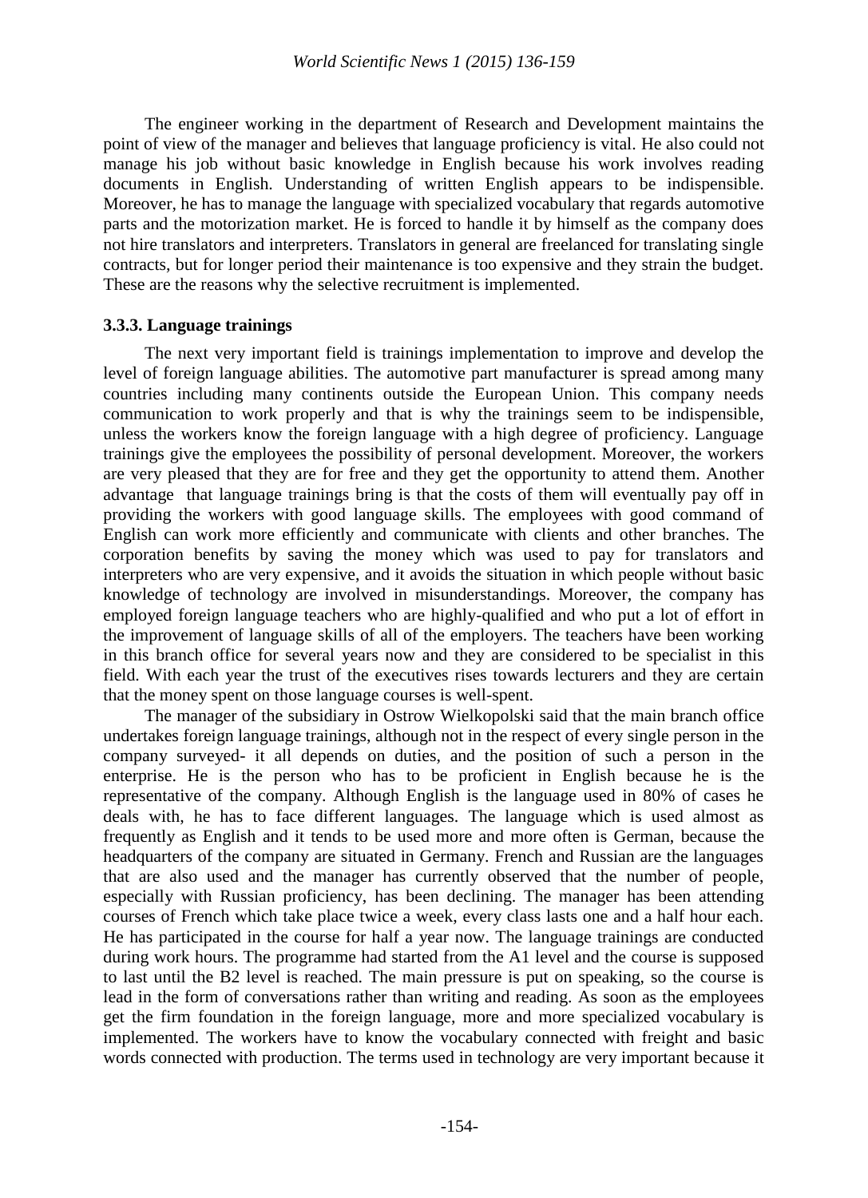The engineer working in the department of Research and Development maintains the point of view of the manager and believes that language proficiency is vital. He also could not manage his job without basic knowledge in English because his work involves reading documents in English. Understanding of written English appears to be indispensible. Moreover, he has to manage the language with specialized vocabulary that regards automotive parts and the motorization market. He is forced to handle it by himself as the company does not hire translators and interpreters. Translators in general are freelanced for translating single contracts, but for longer period their maintenance is too expensive and they strain the budget. These are the reasons why the selective recruitment is implemented.

### 3.3.3. Language trainings

The next very important field is trainings implementation to improve and develop the level of foreign language abilities. The automotive part manufacturer is spread among many countries including many continents outside the European Union. This company needs communication to work properly and that is why the trainings seem to be indispensible, unless the workers know the foreign language with a high degree of proficiency. Language trainings give the employees the possibility of personal development. Moreover, the workers are very pleased that they are for free and they get the opportunity to attend them. Another advantage that language trainings bring is that the costs of them will eventually pay off in providing the workers with good language skills. The employees with good command of English can work more efficiently and communicate with clients and other branches. The corporation benefits by saving the money which was used to pay for translators and interpreters who are very expensive, and it avoids the situation in which people without basic knowledge of technology are involved in misunderstandings. Moreover, the company has employed foreign language teachers who are highly-qualified and who put a lot of effort in the improvement of language skills of all of the employers. The teachers have been working in this branch office for several years now and they are considered to be specialist in this field. With each year the trust of the executives rises towards lecturers and they are certain that the money spent on those language courses is well-spent.

The manager of the subsidiary in Ostrow Wielkopolski said that the main branch office undertakes foreign language trainings, although not in the respect of every single person in the company surveyed- it all depends on duties, and the position of such a person in the enterprise. He is the person who has to be proficient in English because he is the representative of the company. Although English is the language used in 80% of cases he deals with, he has to face different languages. The language which is used almost as frequently as English and it tends to be used more and more often is German, because the headquarters of the company are situated in Germany. French and Russian are the languages that are also used and the manager has currently observed that the number of people, especially with Russian proficiency, has been declining. The manager has been attending courses of French which take place twice a week, every class lasts one and a half hour each. He has participated in the course for half a year now. The language trainings are conducted during work hours. The programme had started from the A1 level and the course is supposed to last until the B2 level is reached. The main pressure is put on speaking, so the course is lead in the form of conversations rather than writing and reading. As soon as the employees get the firm foundation in the foreign language, more and more specialized vocabulary is implemented. The workers have to know the vocabulary connected with freight and basic words connected with production. The terms used in technology are very important because it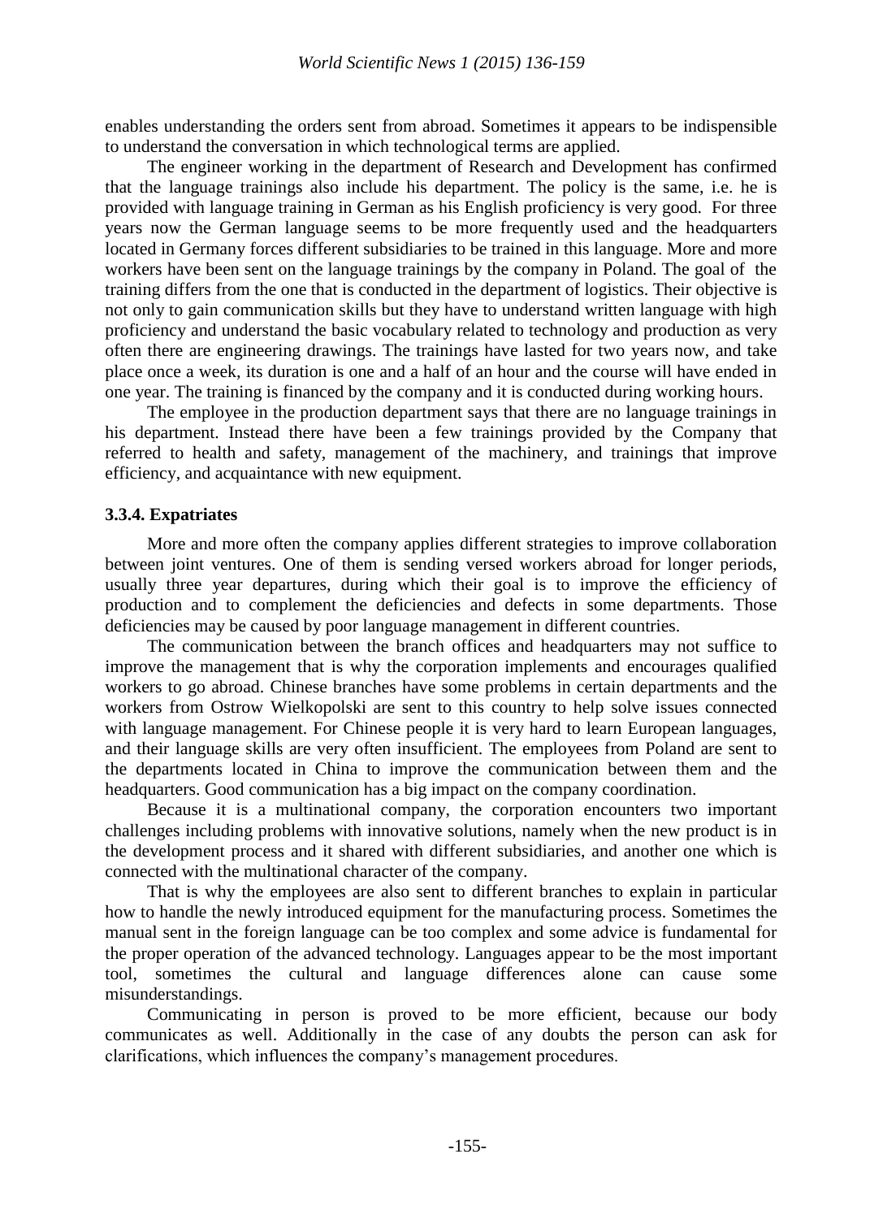enables understanding the orders sent from abroad. Sometimes it appears to be indispensible to understand the conversation in which technological terms are applied.

The engineer working in the department of Research and Development has confirmed that the language trainings also include his department. The policy is the same, i.e. he is provided with language training in German as his English proficiency is very good. For three years now the German language seems to be more frequently used and the headquarters located in Germany forces different subsidiaries to be trained in this language. More and more workers have been sent on the language trainings by the company in Poland. The goal of the training differs from the one that is conducted in the department of logistics. Their objective is not only to gain communication skills but they have to understand written language with high proficiency and understand the basic vocabulary related to technology and production as very often there are engineering drawings. The trainings have lasted for two years now, and take place once a week, its duration is one and a half of an hour and the course will have ended in one year. The training is financed by the company and it is conducted during working hours.

The employee in the production department says that there are no language trainings in his department. Instead there have been a few trainings provided by the Company that referred to health and safety, management of the machinery, and trainings that improve efficiency, and acquaintance with new equipment.

### 3.3.4. Expatriates

More and more often the company applies different strategies to improve collaboration between joint ventures. One of them is sending versed workers abroad for longer periods, usually three year departures, during which their goal is to improve the efficiency of production and to complement the deficiencies and defects in some departments. Those deficiencies may be caused by poor language management in different countries.

The communication between the branch offices and headquarters may not suffice to improve the management that is why the corporation implements and encourages qualified workers to go abroad. Chinese branches have some problems in certain departments and the workers from Ostrow Wielkopolski are sent to this country to help solve issues connected with language management. For Chinese people it is very hard to learn European languages, and their language skills are very often insufficient. The employees from Poland are sent to the departments located in China to improve the communication between them and the headquarters. Good communication has a big impact on the company coordination.

Because it is a multinational company, the corporation encounters two important challenges including problems with innovative solutions, namely when the new product is in the development process and it shared with different subsidiaries, and another one which is connected with the multinational character of the company.

That is why the employees are also sent to different branches to explain in particular how to handle the newly introduced equipment for the manufacturing process. Sometimes the manual sent in the foreign language can be too complex and some advice is fundamental for the proper operation of the advanced technology. Languages appear to be the most important tool, sometimes the cultural and language differences alone can cause some misunderstandings.

Communicating in person is proved to be more efficient, because our body communicates as well. Additionally in the case of any doubts the person can ask for clarifications, which influences the company's management procedures.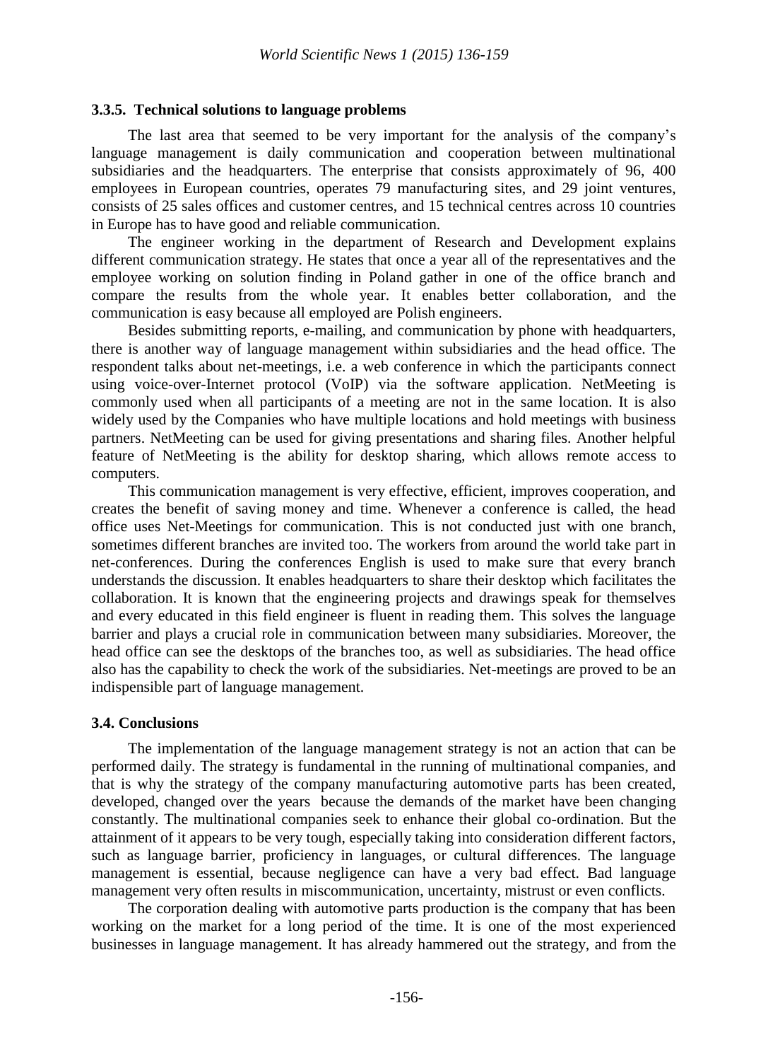### 3.3.5. Technical solutions to language problems

The last area that seemed to be very important for the analysis of the company's language management is daily communication and cooperation between multinational subsidiaries and the headquarters. The enterprise that consists approximately of 96, 400 employees in European countries, operates 79 manufacturing sites, and 29 joint ventures, consists of 25 sales offices and customer centres, and 15 technical centres across 10 countries in Europe has to have good and reliable communication.

The engineer working in the department of Research and Development explains different communication strategy. He states that once a year all of the representatives and the employee working on solution finding in Poland gather in one of the office branch and compare the results from the whole year. It enables better collaboration, and the communication is easy because all employed are Polish engineers.

Besides submitting reports, e-mailing, and communication by phone with headquarters, there is another way of language management within subsidiaries and the head office. The respondent talks about net-meetings, i.e. a web conference in which the participants connect using voice-over-Internet protocol (VoIP) via the software application. NetMeeting is commonly used when all participants of a meeting are not in the same location. It is also widely used by the Companies who have multiple locations and hold meetings with business partners. NetMeeting can be used for giving presentations and sharing files. Another helpful feature of NetMeeting is the ability for desktop sharing, which allows remote access to computers.

This communication management is very effective, efficient, improves cooperation, and creates the benefit of saving money and time. Whenever a conference is called, the head office uses Net-Meetings for communication. This is not conducted just with one branch, sometimes different branches are invited too. The workers from around the world take part in net-conferences. During the conferences English is used to make sure that every branch understands the discussion. It enables headquarters to share their desktop which facilitates the collaboration. It is known that the engineering projects and drawings speak for themselves and every educated in this field engineer is fluent in reading them. This solves the language barrier and plays a crucial role in communication between many subsidiaries. Moreover, the head office can see the desktops of the branches too, as well as subsidiaries. The head office also has the capability to check the work of the subsidiaries. Net-meetings are proved to be an indispensible part of language management.

## 3.4. Conclusions

The implementation of the language management strategy is not an action that can be performed daily. The strategy is fundamental in the running of multinational companies, and that is why the strategy of the company manufacturing automotive parts has been created, developed, changed over the years because the demands of the market have been changing constantly. The multinational companies seek to enhance their global co-ordination. But the attainment of it appears to be very tough, especially taking into consideration different factors, such as language barrier, proficiency in languages, or cultural differences. The language management is essential, because negligence can have a very bad effect. Bad language management very often results in miscommunication, uncertainty, mistrust or even conflicts.

The corporation dealing with automotive parts production is the company that has been working on the market for a long period of the time. It is one of the most experienced businesses in language management. It has already hammered out the strategy, and from the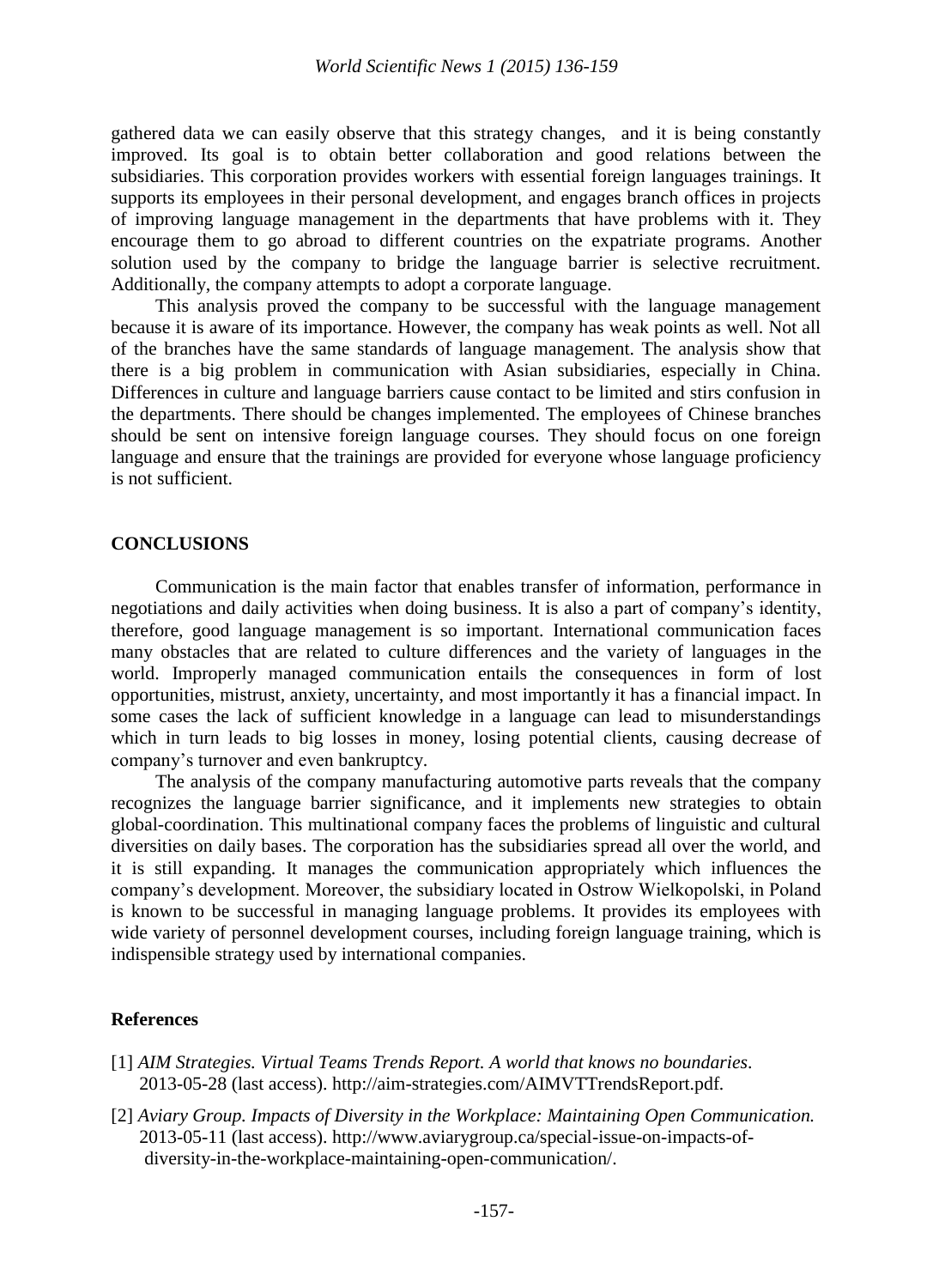gathered data we can easily observe that this strategy changes, and it is being constantly improved. Its goal is to obtain better collaboration and good relations between the subsidiaries. This corporation provides workers with essential foreign languages trainings. It supports its employees in their personal development, and engages branch offices in projects of improving language management in the departments that have problems with it. They encourage them to go abroad to different countries on the expatriate programs. Another solution used by the company to bridge the language barrier is selective recruitment. Additionally, the company attempts to adopt a corporate language.

This analysis proved the company to be successful with the language management because it is aware of its importance. However, the company has weak points as well. Not all of the branches have the same standards of language management. The analysis show that there is a big problem in communication with Asian subsidiaries, especially in China. Differences in culture and language barriers cause contact to be limited and stirs confusion in the departments. There should be changes implemented. The employees of Chinese branches should be sent on intensive foreign language courses. They should focus on one foreign language and ensure that the trainings are provided for everyone whose language proficiency is not sufficient.

## CONCLUSIONS

Communication is the main factor that enables transfer of information, performance in negotiations and daily activities when doing business. It is also a part of company's identity, therefore, good language management is so important. International communication faces many obstacles that are related to culture differences and the variety of languages in the world. Improperly managed communication entails the consequences in form of lost opportunities, mistrust, anxiety, uncertainty, and most importantly it has a financial impact. In some cases the lack of sufficient knowledge in a language can lead to misunderstandings which in turn leads to big losses in money, losing potential clients, causing decrease of company's turnover and even bankruptcy.

The analysis of the company manufacturing automotive parts reveals that the company recognizes the language barrier significance, and it implements new strategies to obtain global-coordination. This multinational company faces the problems of linguistic and cultural diversities on daily bases. The corporation has the subsidiaries spread all over the world, and it is still expanding. It manages the communication appropriately which influences the company's development. Moreover, the subsidiary located in Ostrow Wielkopolski, in Poland is known to be successful in managing language problems. It provides its employees with wide variety of personnel development courses, including foreign language training, which is indispensible strategy used by international companies.

### References

[1] *AIM Strategies. Virtual Teams Trends Report. A world that knows no boundaries*. 2013-05-28 (last access). http://aim-strategies.com/AIMVTTrendsReport.pdf.

[2] *Aviary Group. Impacts of Diversity in the Workplace: Maintaining Open Communication.* 2013-05-11 (last access). http://www.aviarygroup.ca/special-issue-on-impacts-of-diversity-in-the-workplace-maintaining-open-communication/.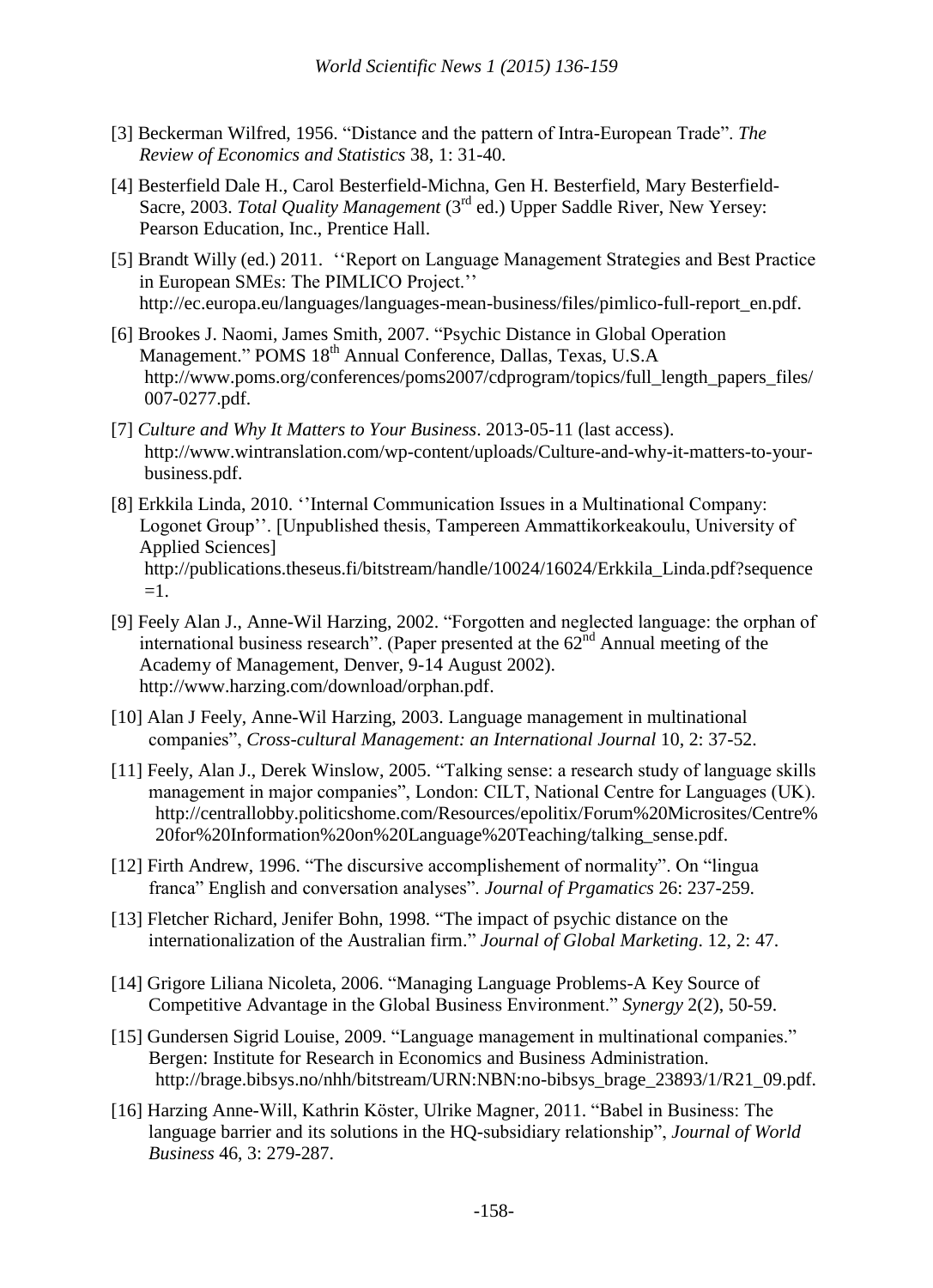[3] Beckerman Wilfred, 1956. "Distance and the pattern of Intra-European Trade". *The Review of Economics and Statistics* 38, 1: 31-40.

[4] Besterfield Dale H., Carol Besterfield-Michna, Gen H. Besterfield, Mary Besterfield-Sacre, 2003. *Total Quality Management* (3rd ed.) Upper Saddle River, New Yersey: Pearson Education, Inc., Prentice Hall.

[5] Brandt Willy (ed.) 2011. ''Report on Language Management Strategies and Best Practice in European SMEs: The PIMLICO Project.'' http://ec.europa.eu/languages/languages-mean-business/files/pimlico-full-report_en.pdf.

[6] Brookes J. Naomi, James Smith, 2007. "Psychic Distance in Global Operation Management." POMS 18th Annual Conference, Dallas, Texas, U.S.A http://www.poms.org/conferences/poms2007/cdprogram/topics/full_length_papers_files/007-0277.pdf.

[7] *Culture and Why It Matters to Your Business*. 2013-05-11 (last access). http://www.wintranslation.com/wp-content/uploads/Culture-and-why-it-matters-to-your-business.pdf.

[8] Erkkila Linda, 2010. ''Internal Communication Issues in a Multinational Company: Logonet Group''. [Unpublished thesis, Tampereen Ammattikorkeakoulu, University of Applied Sciences] http://publications.theseus.fi/bitstream/handle/10024/16024/Erkkila_Linda.pdf?sequence=1.

[9] Feely Alan J., Anne-Wil Harzing, 2002. "Forgotten and neglected language: the orphan of international business research". (Paper presented at the 62nd Annual meeting of the Academy of Management, Denver, 9-14 August 2002). http://www.harzing.com/download/orphan.pdf.

[10] Alan J Feely, Anne-Wil Harzing, 2003. Language management in multinational companies", *Cross-cultural Management: an International Journal* 10, 2: 37-52.

[11] Feely, Alan J., Derek Winslow, 2005. "Talking sense: a research study of language skills management in major companies", London: CILT, National Centre for Languages (UK). http://centrallobby.politicshome.com/Resources/epolitix/Forum%20Microsites/Centre%20for%20Information%20on%20Language%20Teaching/talking_sense.pdf.

[12] Firth Andrew, 1996. "The discursive accomplishement of normality". On "lingua franca" English and conversation analyses". *Journal of Prgamatics* 26: 237-259.

[13] Fletcher Richard, Jenifer Bohn, 1998. "The impact of psychic distance on the internationalization of the Australian firm." *Journal of Global Marketing*. 12, 2: 47.

[14] Grigore Liliana Nicoleta, 2006. "Managing Language Problems-A Key Source of Competitive Advantage in the Global Business Environment." *Synergy* 2(2), 50-59.

[15] Gundersen Sigrid Louise, 2009. "Language management in multinational companies." Bergen: Institute for Research in Economics and Business Administration. http://brage.bibsys.no/nhh/bitstream/URN:NBN:no-bibsys_brage_23893/1/R21_09.pdf.

[16] Harzing Anne-Will, Kathrin Köster, Ulrike Magner, 2011. "Babel in Business: The language barrier and its solutions in the HQ-subsidiary relationship", *Journal of World Business* 46, 3: 279-287.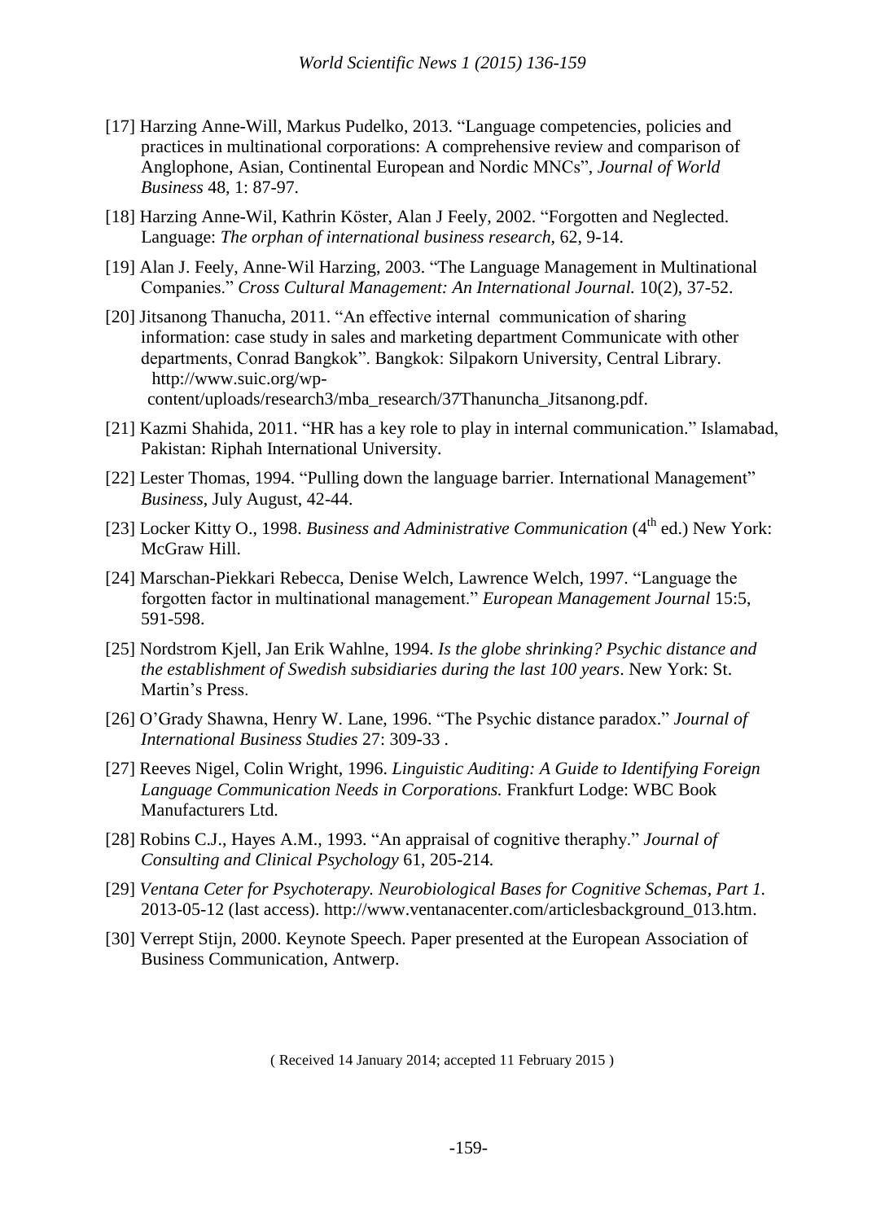[17] Harzing Anne-Will, Markus Pudelko, 2013. "Language competencies, policies and practices in multinational corporations: A comprehensive review and comparison of Anglophone, Asian, Continental European and Nordic MNCs", *Journal of World Business* 48, 1: 87-97.

[18] Harzing Anne-Wil, Kathrin Köster, Alan J Feely, 2002. "Forgotten and Neglected. Language: *The orphan of international business research*, 62, 9-14.

[19] Alan J. Feely, Anne-Wil Harzing, 2003. "The Language Management in Multinational Companies." *Cross Cultural Management: An International Journal.* 10(2), 37-52.

[20] Jitsanong Thanucha, 2011. "An effective internal communication of sharing information: case study in sales and marketing department Communicate with other departments, Conrad Bangkok". Bangkok: Silpakorn University, Central Library. http://www.suic.org/wp-content/uploads/research3/mba_research/37Thanuncha_Jitsanong.pdf.

[21] Kazmi Shahida, 2011. "HR has a key role to play in internal communication." Islamabad, Pakistan: Riphah International University.

[22] Lester Thomas, 1994. "Pulling down the language barrier. International Management" *Business*, July August, 42-44.

[23] Locker Kitty O., 1998. *Business and Administrative Communication* (4th ed.) New York: McGraw Hill.

[24] Marschan-Piekkari Rebecca, Denise Welch, Lawrence Welch, 1997. "Language the forgotten factor in multinational management." *European Management Journal* 15:5, 591-598.

[25] Nordstrom Kjell, Jan Erik Wahlne, 1994. *Is the globe shrinking? Psychic distance and the establishment of Swedish subsidiaries during the last 100 years*. New York: St. Martin's Press.

[26] O'Grady Shawna, Henry W. Lane, 1996. "The Psychic distance paradox." *Journal of International Business Studies* 27: 309-33 .

[27] Reeves Nigel, Colin Wright, 1996. *Linguistic Auditing: A Guide to Identifying Foreign Language Communication Needs in Corporations.* Frankfurt Lodge: WBC Book Manufacturers Ltd.

[28] Robins C.J., Hayes A.M., 1993. "An appraisal of cognitive theraphy." *Journal of Consulting and Clinical Psychology* 61, 205-214.

[29] *Ventana Ceter for Psychoterapy. Neurobiological Bases for Cognitive Schemas, Part 1.* 2013-05-12 (last access). http://www.ventanacenter.com/articlesbackground_013.htm.

[30] Verrept Stijn, 2000. Keynote Speech. Paper presented at the European Association of Business Communication, Antwerp.

( Received 14 January 2014; accepted 11 February 2015 )